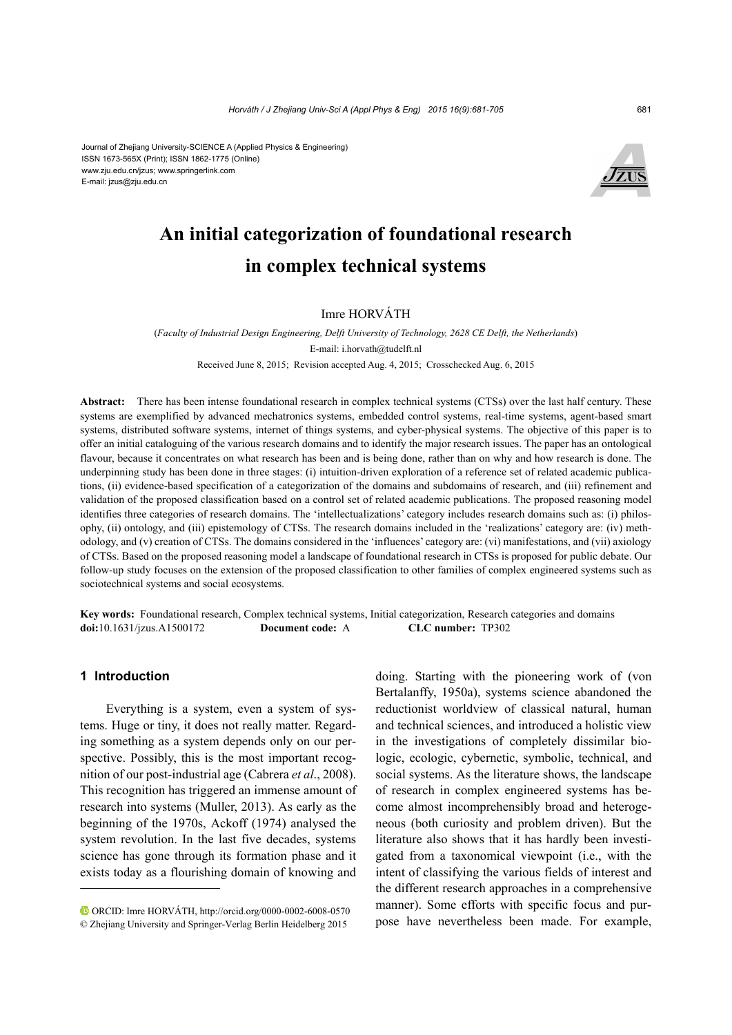Journal of Zhejiang University-SCIENCE A (Applied Physics & Engineering)
ISSN 1673-565X (Print); ISSN 1862-1775 (Online)
www.zju.edu.cn/jzus; www.springerlink.com
E-mail: jzus@zju.edu.cn

# An initial categorization of foundational research in complex technical systems

Imre HORVÁTH

(*Faculty of Industrial Design Engineering, Delft University of Technology, 2628 CE Delft, the Netherlands*)
E-mail: i.horvath@tudelft.nl

Received June 8, 2015; Revision accepted Aug. 4, 2015; Crosschecked Aug. 6, 2015

**Abstract:** There has been intense foundational research in complex technical systems (CTSs) over the last half century. These systems are exemplified by advanced mechatronics systems, embedded control systems, real-time systems, agent-based smart systems, distributed software systems, internet of things systems, and cyber-physical systems. The objective of this paper is to offer an initial cataloguing of the various research domains and to identify the major research issues. The paper has an ontological flavour, because it concentrates on what research has been and is being done, rather than on why and how research is done. The underpinning study has been done in three stages: (i) intuition-driven exploration of a reference set of related academic publications, (ii) evidence-based specification of a categorization of the domains and subdomains of research, and (iii) refinement and validation of the proposed classification based on a control set of related academic publications. The proposed reasoning model identifies three categories of research domains. The 'intellectualizations' category includes research domains such as: (i) philosophy, (ii) ontology, and (iii) epistemology of CTSs. The research domains included in the 'realizations' category are: (iv) methodology, and (v) creation of CTSs. The domains considered in the 'influences' category are: (vi) manifestations, and (vii) axiology of CTSs. Based on the proposed reasoning model a landscape of foundational research in CTSs is proposed for public debate. Our follow-up study focuses on the extension of the proposed classification to other families of complex engineered systems such as sociotechnical systems and social ecosystems.

**Key words:** Foundational research, Complex technical systems, Initial categorization, Research categories and domains
**doi:**10.1631/jzus.A1500172 **Document code:** A **CLC number:** TP302

## 1 Introduction

Everything is a system, even a system of systems. Huge or tiny, it does not really matter. Regarding something as a system depends only on our perspective. Possibly, this is the most important recognition of our post-industrial age (Cabrera *et al*., 2008). This recognition has triggered an immense amount of research into systems (Muller, 2013). As early as the beginning of the 1970s, Ackoff (1974) analysed the system revolution. In the last five decades, systems science has gone through its formation phase and it exists today as a flourishing domain of knowing and doing. Starting with the pioneering work of (von Bertalanffy, 1950a), systems science abandoned the reductionist worldview of classical natural, human and technical sciences, and introduced a holistic view in the investigations of completely dissimilar biologic, ecologic, cybernetic, symbolic, technical, and social systems. As the literature shows, the landscape of research in complex engineered systems has become almost incomprehensibly broad and heterogeneous (both curiosity and problem driven). But the literature also shows that it has hardly been investigated from a taxonomical viewpoint (i.e., with the intent of classifying the various fields of interest and the different research approaches in a comprehensive manner). Some efforts with specific focus and purpose have nevertheless been made. For example,

ORCID: Imre HORVÁTH, http://orcid.org/0000-0002-6008-0570
© Zhejiang University and Springer-Verlag Berlin Heidelberg 2015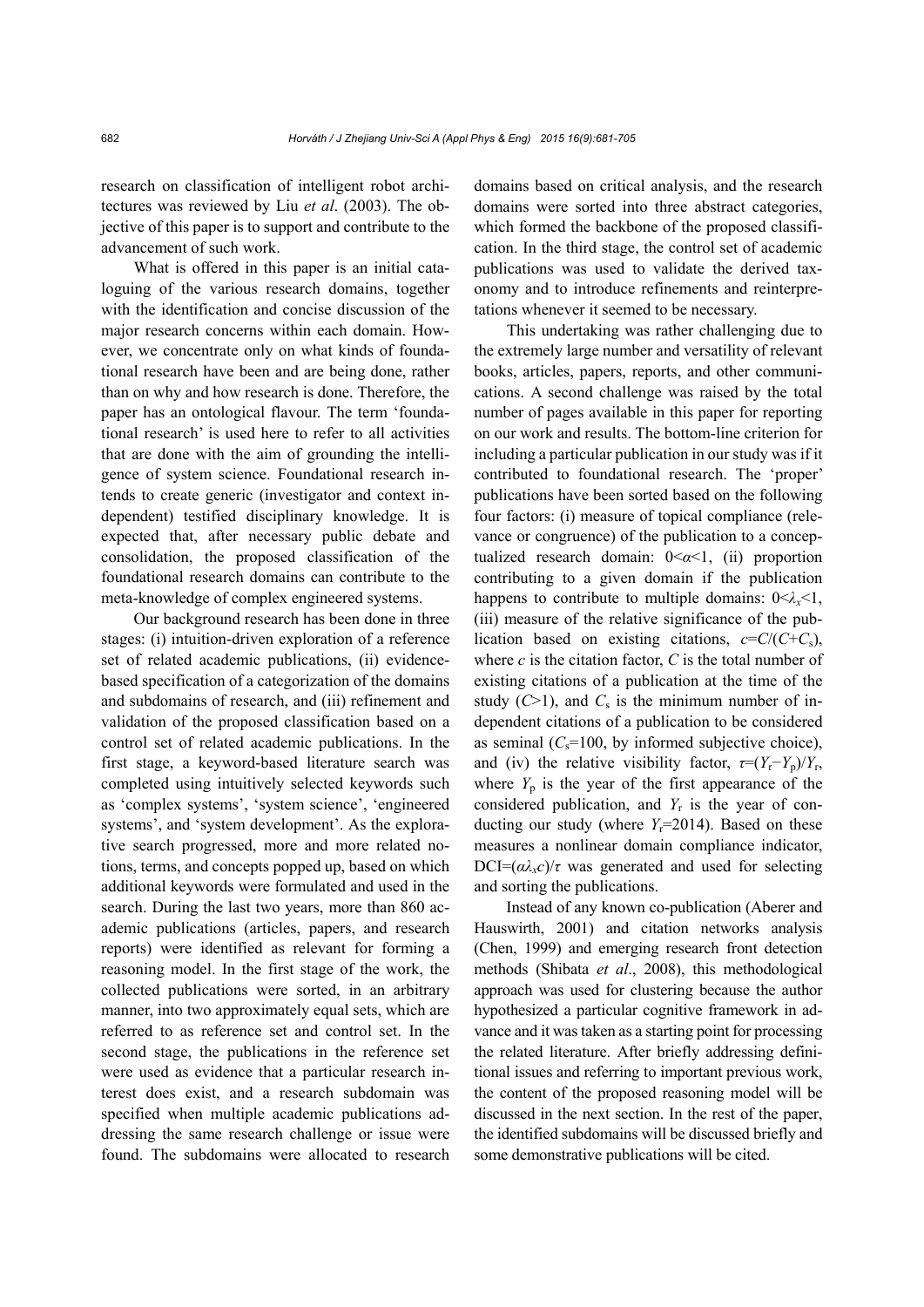research on classification of intelligent robot architectures was reviewed by Liu *et al*. (2003). The objective of this paper is to support and contribute to the advancement of such work.

What is offered in this paper is an initial cataloguing of the various research domains, together with the identification and concise discussion of the major research concerns within each domain. However, we concentrate only on what kinds of foundational research have been and are being done, rather than on why and how research is done. Therefore, the paper has an ontological flavour. The term 'foundational research' is used here to refer to all activities that are done with the aim of grounding the intelligence of system science. Foundational research intends to create generic (investigator and context independent) testified disciplinary knowledge. It is expected that, after necessary public debate and consolidation, the proposed classification of the foundational research domains can contribute to the meta-knowledge of complex engineered systems.

Our background research has been done in three stages: (i) intuition-driven exploration of a reference set of related academic publications, (ii) evidence-based specification of a categorization of the domains and subdomains of research, and (iii) refinement and validation of the proposed classification based on a control set of related academic publications. In the first stage, a keyword-based literature search was completed using intuitively selected keywords such as 'complex systems', 'system science', 'engineered systems', and 'system development'. As the explorative search progressed, more and more related notions, terms, and concepts popped up, based on which additional keywords were formulated and used in the search. During the last two years, more than 860 academic publications (articles, papers, and research reports) were identified as relevant for forming a reasoning model. In the first stage of the work, the collected publications were sorted, in an arbitrary manner, into two approximately equal sets, which are referred to as reference set and control set. In the second stage, the publications in the reference set were used as evidence that a particular research interest does exist, and a research subdomain was specified when multiple academic publications addressing the same research challenge or issue were found. The subdomains were allocated to research domains based on critical analysis, and the research domains were sorted into three abstract categories, which formed the backbone of the proposed classification. In the third stage, the control set of academic publications was used to validate the derived taxonomy and to introduce refinements and reinterpretations whenever it seemed to be necessary.

This undertaking was rather challenging due to the extremely large number and versatility of relevant books, articles, papers, reports, and other communications. A second challenge was raised by the total number of pages available in this paper for reporting on our work and results. The bottom-line criterion for including a particular publication in our study was if it contributed to foundational research. The 'proper' publications have been sorted based on the following four factors: (i) measure of topical compliance (relevance or congruence) of the publication to a conceptualized research domain: $0<\alpha<1$, (ii) proportion contributing to a given domain if the publication happens to contribute to multiple domains: $0<\lambda_x<1$, (iii) measure of the relative significance of the publication based on existing citations, $c=C/(C+C_s)$, where $c$ is the citation factor, $C$ is the total number of existing citations of a publication at the time of the study ($C>1$), and $C_s$ is the minimum number of independent citations of a publication to be considered as seminal ($C_s=100$, by informed subjective choice), and (iv) the relative visibility factor, $\tau=(Y_r-Y_p)/Y_r$, where $Y_p$ is the year of the first appearance of the considered publication, and $Y_r$ is the year of conducting our study (where $Y_r=2014$). Based on these measures a nonlinear domain compliance indicator, $\text{DCI}=(\alpha\lambda_x c)/\tau$ was generated and used for selecting and sorting the publications.

Instead of any known co-publication (Aberer and Hauswirth, 2001) and citation networks analysis (Chen, 1999) and emerging research front detection methods (Shibata *et al*., 2008), this methodological approach was used for clustering because the author hypothesized a particular cognitive framework in advance and it was taken as a starting point for processing the related literature. After briefly addressing definitional issues and referring to important previous work, the content of the proposed reasoning model will be discussed in the next section. In the rest of the paper, the identified subdomains will be discussed briefly and some demonstrative publications will be cited.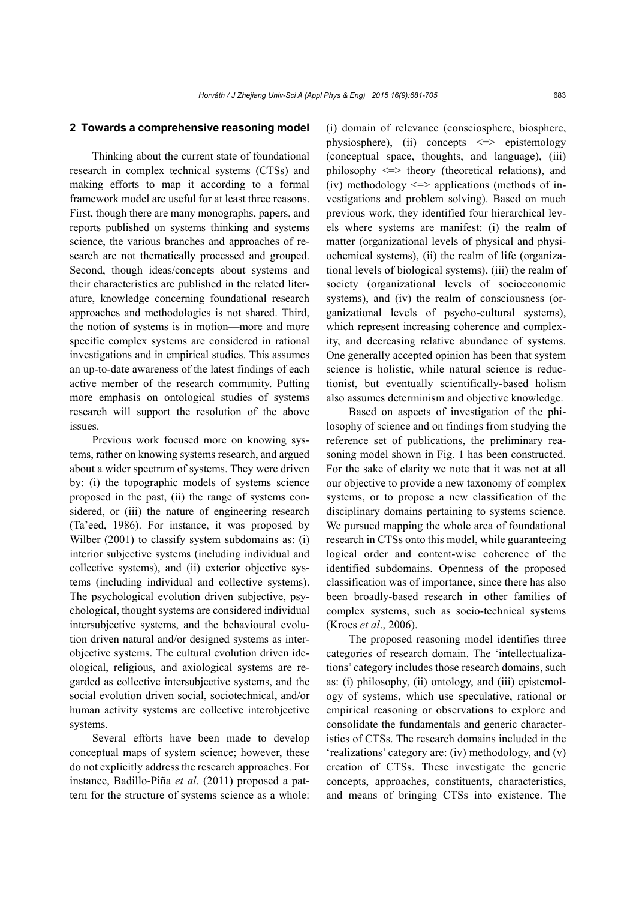## 2 Towards a comprehensive reasoning model

Thinking about the current state of foundational research in complex technical systems (CTSs) and making efforts to map it according to a formal framework model are useful for at least three reasons. First, though there are many monographs, papers, and reports published on systems thinking and systems science, the various branches and approaches of research are not thematically processed and grouped. Second, though ideas/concepts about systems and their characteristics are published in the related literature, knowledge concerning foundational research approaches and methodologies is not shared. Third, the notion of systems is in motion—more and more specific complex systems are considered in rational investigations and in empirical studies. This assumes an up-to-date awareness of the latest findings of each active member of the research community. Putting more emphasis on ontological studies of systems research will support the resolution of the above issues.

Previous work focused more on knowing systems, rather on knowing systems research, and argued about a wider spectrum of systems. They were driven by: (i) the topographic models of systems science proposed in the past, (ii) the range of systems considered, or (iii) the nature of engineering research (Ta'eed, 1986). For instance, it was proposed by Wilber (2001) to classify system subdomains as: (i) interior subjective systems (including individual and collective systems), and (ii) exterior objective systems (including individual and collective systems). The psychological evolution driven subjective, psychological, thought systems are considered individual intersubjective systems, and the behavioural evolution driven natural and/or designed systems as interobjective systems. The cultural evolution driven ideological, religious, and axiological systems are regarded as collective intersubjective systems, and the social evolution driven social, sociotechnical, and/or human activity systems are collective interobjective systems.

Several efforts have been made to develop conceptual maps of system science; however, these do not explicitly address the research approaches. For instance, Badillo-Piña *et al*. (2011) proposed a pattern for the structure of systems science as a whole: (i) domain of relevance (consciosphere, biosphere, physiosphere), (ii) concepts <=> epistemology (conceptual space, thoughts, and language), (iii) philosophy <=> theory (theoretical relations), and (iv) methodology <=> applications (methods of investigations and problem solving). Based on much previous work, they identified four hierarchical levels where systems are manifest: (i) the realm of matter (organizational levels of physical and physiochemical systems), (ii) the realm of life (organizational levels of biological systems), (iii) the realm of society (organizational levels of socioeconomic systems), and (iv) the realm of consciousness (organizational levels of psycho-cultural systems), which represent increasing coherence and complexity, and decreasing relative abundance of systems. One generally accepted opinion has been that system science is holistic, while natural science is reductionist, but eventually scientifically-based holism also assumes determinism and objective knowledge.

Based on aspects of investigation of the philosophy of science and on findings from studying the reference set of publications, the preliminary reasoning model shown in Fig. 1 has been constructed. For the sake of clarity we note that it was not at all our objective to provide a new taxonomy of complex systems, or to propose a new classification of the disciplinary domains pertaining to systems science. We pursued mapping the whole area of foundational research in CTSs onto this model, while guaranteeing logical order and content-wise coherence of the identified subdomains. Openness of the proposed classification was of importance, since there has also been broadly-based research in other families of complex systems, such as socio-technical systems (Kroes *et al*., 2006).

The proposed reasoning model identifies three categories of research domain. The 'intellectualizations' category includes those research domains, such as: (i) philosophy, (ii) ontology, and (iii) epistemology of systems, which use speculative, rational or empirical reasoning or observations to explore and consolidate the fundamentals and generic characteristics of CTSs. The research domains included in the 'realizations' category are: (iv) methodology, and (v) creation of CTSs. These investigate the generic concepts, approaches, constituents, characteristics, and means of bringing CTSs into existence. The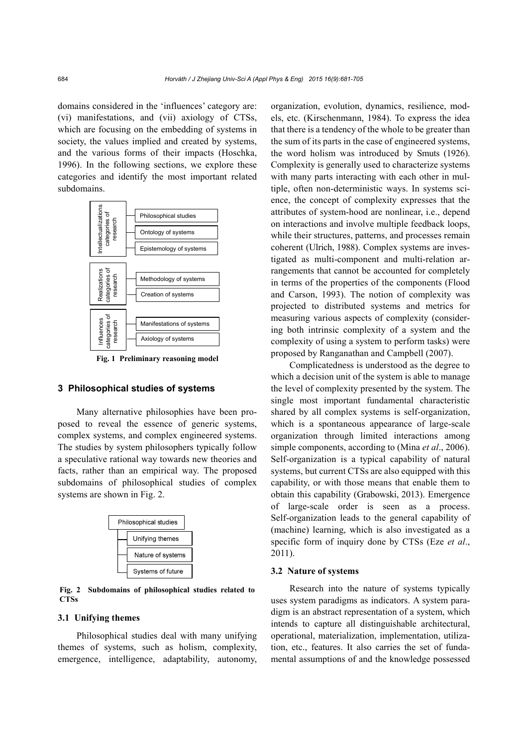domains considered in the 'influences' category are: (vi) manifestations, and (vii) axiology of CTSs, which are focusing on the embedding of systems in society, the values implied and created by systems, and the various forms of their impacts (Hoschka, 1996). In the following sections, we explore these categories and identify the most important related subdomains.

Intellectualizations categories of research
- Philosophical studies
- Ontology of systems
- Epistemology of systems

Realizations categories of research
- Methodology of systems
- Creation of systems

Influences categories of research
- Manifestations of systems
- Axiology of systems

**Fig. 1 Preliminary reasoning model**

## 3 Philosophical studies of systems

Many alternative philosophies have been proposed to reveal the essence of generic systems, complex systems, and complex engineered systems. The studies by system philosophers typically follow a speculative rational way towards new theories and facts, rather than an empirical way. The proposed subdomains of philosophical studies of complex systems are shown in Fig. 2.

Philosophical studies
- Unifying themes
- Nature of systems
- Systems of future

**Fig. 2 Subdomains of philosophical studies related to CTSs**

### 3.1 Unifying themes

Philosophical studies deal with many unifying themes of systems, such as holism, complexity, emergence, intelligence, adaptability, autonomy, organization, evolution, dynamics, resilience, models, etc. (Kirschenmann, 1984). To express the idea that there is a tendency of the whole to be greater than the sum of its parts in the case of engineered systems, the word holism was introduced by Smuts (1926). Complexity is generally used to characterize systems with many parts interacting with each other in multiple, often non-deterministic ways. In systems science, the concept of complexity expresses that the attributes of system-hood are nonlinear, i.e., depend on interactions and involve multiple feedback loops, while their structures, patterns, and processes remain coherent (Ulrich, 1988). Complex systems are investigated as multi-component and multi-relation arrangements that cannot be accounted for completely in terms of the properties of the components (Flood and Carson, 1993). The notion of complexity was projected to distributed systems and metrics for measuring various aspects of complexity (considering both intrinsic complexity of a system and the complexity of using a system to perform tasks) were proposed by Ranganathan and Campbell (2007).

Complicatedness is understood as the degree to which a decision unit of the system is able to manage the level of complexity presented by the system. The single most important fundamental characteristic shared by all complex systems is self-organization, which is a spontaneous appearance of large-scale organization through limited interactions among simple components, according to (Mina *et al*., 2006). Self-organization is a typical capability of natural systems, but current CTSs are also equipped with this capability, or with those means that enable them to obtain this capability (Grabowski, 2013). Emergence of large-scale order is seen as a process. Self-organization leads to the general capability of (machine) learning, which is also investigated as a specific form of inquiry done by CTSs (Eze *et al*., 2011).

### 3.2 Nature of systems

Research into the nature of systems typically uses system paradigms as indicators. A system paradigm is an abstract representation of a system, which intends to capture all distinguishable architectural, operational, materialization, implementation, utilization, etc., features. It also carries the set of fundamental assumptions of and the knowledge possessed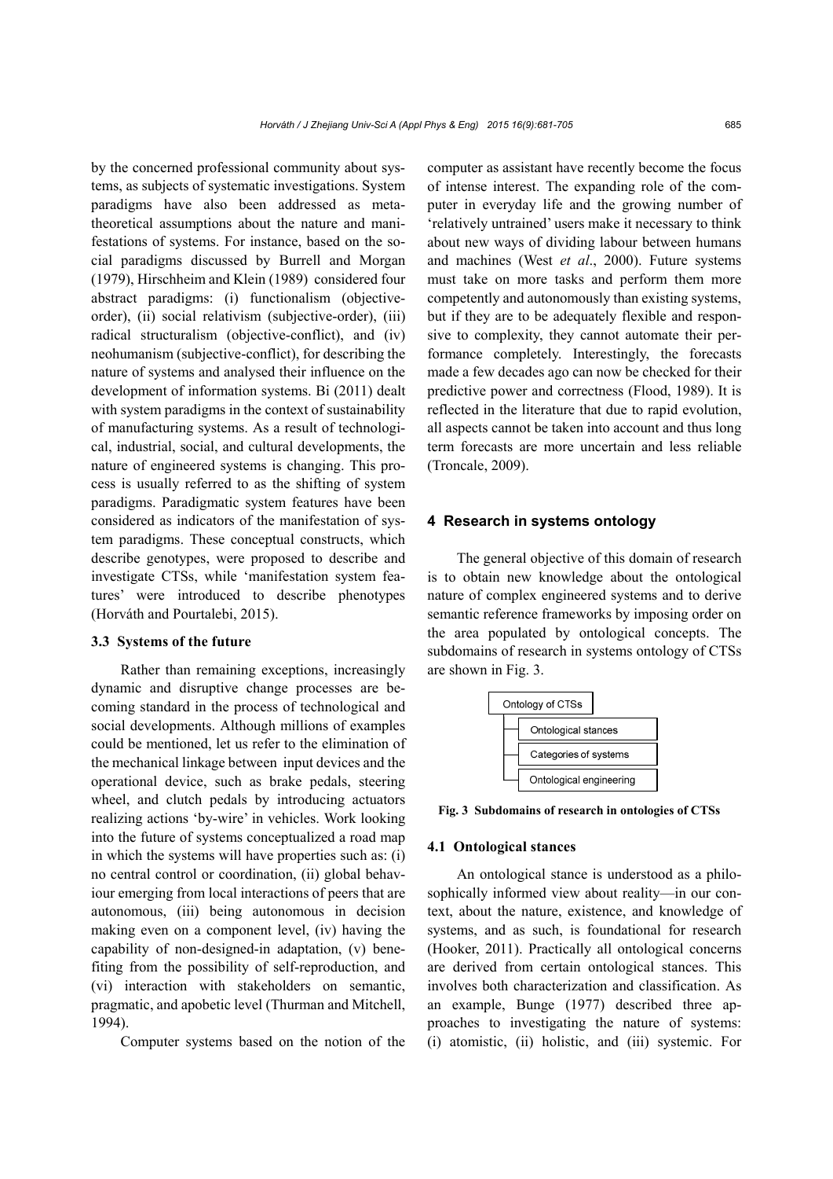by the concerned professional community about systems, as subjects of systematic investigations. System paradigms have also been addressed as metatheoretical assumptions about the nature and manifestations of systems. For instance, based on the social paradigms discussed by Burrell and Morgan (1979), Hirschheim and Klein (1989) considered four abstract paradigms: (i) functionalism (objective-order), (ii) social relativism (subjective-order), (iii) radical structuralism (objective-conflict), and (iv) neohumanism (subjective-conflict), for describing the nature of systems and analysed their influence on the development of information systems. Bi (2011) dealt with system paradigms in the context of sustainability of manufacturing systems. As a result of technological, industrial, social, and cultural developments, the nature of engineered systems is changing. This process is usually referred to as the shifting of system paradigms. Paradigmatic system features have been considered as indicators of the manifestation of system paradigms. These conceptual constructs, which describe genotypes, were proposed to describe and investigate CTSs, while 'manifestation system features' were introduced to describe phenotypes (Horváth and Pourtalebi, 2015).

### 3.3 Systems of the future

Rather than remaining exceptions, increasingly dynamic and disruptive change processes are becoming standard in the process of technological and social developments. Although millions of examples could be mentioned, let us refer to the elimination of the mechanical linkage between input devices and the operational device, such as brake pedals, steering wheel, and clutch pedals by introducing actuators realizing actions 'by-wire' in vehicles. Work looking into the future of systems conceptualized a road map in which the systems will have properties such as: (i) no central control or coordination, (ii) global behaviour emerging from local interactions of peers that are autonomous, (iii) being autonomous in decision making even on a component level, (iv) having the capability of non-designed-in adaptation, (v) benefiting from the possibility of self-reproduction, and (vi) interaction with stakeholders on semantic, pragmatic, and apobetic level (Thurman and Mitchell, 1994).

Computer systems based on the notion of the computer as assistant have recently become the focus of intense interest. The expanding role of the computer in everyday life and the growing number of 'relatively untrained' users make it necessary to think about new ways of dividing labour between humans and machines (West *et al*., 2000). Future systems must take on more tasks and perform them more competently and autonomously than existing systems, but if they are to be adequately flexible and responsive to complexity, they cannot automate their performance completely. Interestingly, the forecasts made a few decades ago can now be checked for their predictive power and correctness (Flood, 1989). It is reflected in the literature that due to rapid evolution, all aspects cannot be taken into account and thus long term forecasts are more uncertain and less reliable (Troncale, 2009).

## 4 Research in systems ontology

The general objective of this domain of research is to obtain new knowledge about the ontological nature of complex engineered systems and to derive semantic reference frameworks by imposing order on the area populated by ontological concepts. The subdomains of research in systems ontology of CTSs are shown in Fig. 3.

Ontology of CTSs
Ontological stances
Categories of systems
Ontological engineering

**Fig. 3 Subdomains of research in ontologies of CTSs**

### 4.1 Ontological stances

An ontological stance is understood as a philosophically informed view about reality—in our context, about the nature, existence, and knowledge of systems, and as such, is foundational for research (Hooker, 2011). Practically all ontological concerns are derived from certain ontological stances. This involves both characterization and classification. As an example, Bunge (1977) described three approaches to investigating the nature of systems: (i) atomistic, (ii) holistic, and (iii) systemic. For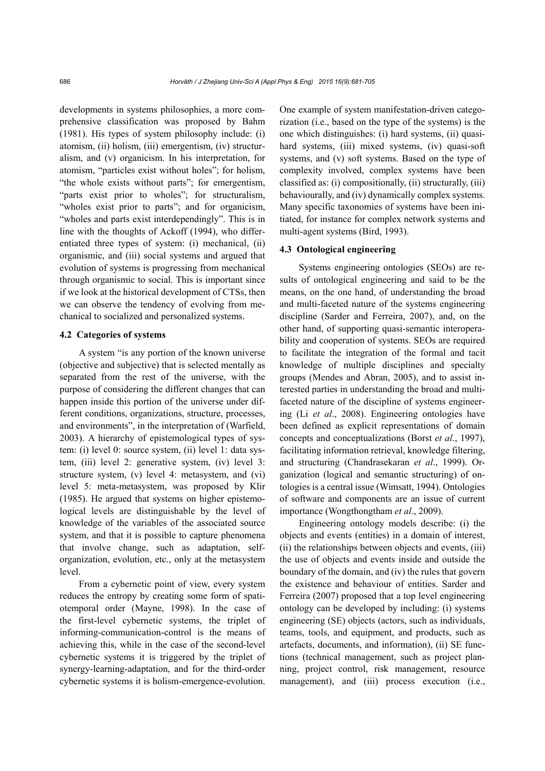developments in systems philosophies, a more comprehensive classification was proposed by Bahm (1981). His types of system philosophy include: (i) atomism, (ii) holism, (iii) emergentism, (iv) structuralism, and (v) organicism. In his interpretation, for atomism, "particles exist without holes"; for holism, "the whole exists without parts"; for emergentism, "parts exist prior to wholes"; for structuralism, "wholes exist prior to parts"; and for organicism, "wholes and parts exist interdependingly". This is in line with the thoughts of Ackoff (1994), who differentiated three types of system: (i) mechanical, (ii) organismic, and (iii) social systems and argued that evolution of systems is progressing from mechanical through organismic to social. This is important since if we look at the historical development of CTSs, then we can observe the tendency of evolving from mechanical to socialized and personalized systems.

### 4.2 Categories of systems

A system "is any portion of the known universe (objective and subjective) that is selected mentally as separated from the rest of the universe, with the purpose of considering the different changes that can happen inside this portion of the universe under different conditions, organizations, structure, processes, and environments", in the interpretation of (Warfield, 2003). A hierarchy of epistemological types of system: (i) level 0: source system, (ii) level 1: data system, (iii) level 2: generative system, (iv) level 3: structure system, (v) level 4: metasystem, and (vi) level 5: meta-metasystem, was proposed by Klir (1985). He argued that systems on higher epistemological levels are distinguishable by the level of knowledge of the variables of the associated source system, and that it is possible to capture phenomena that involve change, such as adaptation, self-organization, evolution, etc., only at the metasystem level.

From a cybernetic point of view, every system reduces the entropy by creating some form of spatiotemporal order (Mayne, 1998). In the case of the first-level cybernetic systems, the triplet of informing-communication-control is the means of achieving this, while in the case of the second-level cybernetic systems it is triggered by the triplet of synergy-learning-adaptation, and for the third-order cybernetic systems it is holism-emergence-evolution. One example of system manifestation-driven categorization (i.e., based on the type of the systems) is the one which distinguishes: (i) hard systems, (ii) quasi-hard systems, (iii) mixed systems, (iv) quasi-soft systems, and (v) soft systems. Based on the type of complexity involved, complex systems have been classified as: (i) compositionally, (ii) structurally, (iii) behaviourally, and (iv) dynamically complex systems. Many specific taxonomies of systems have been initiated, for instance for complex network systems and multi-agent systems (Bird, 1993).

### 4.3 Ontological engineering

Systems engineering ontologies (SEOs) are results of ontological engineering and said to be the means, on the one hand, of understanding the broad and multi-faceted nature of the systems engineering discipline (Sarder and Ferreira, 2007), and, on the other hand, of supporting quasi-semantic interoperability and cooperation of systems. SEOs are required to facilitate the integration of the formal and tacit knowledge of multiple disciplines and specialty groups (Mendes and Abran, 2005), and to assist interested parties in understanding the broad and multi-faceted nature of the discipline of systems engineering (Li *et al*., 2008). Engineering ontologies have been defined as explicit representations of domain concepts and conceptualizations (Borst *et al*., 1997), facilitating information retrieval, knowledge filtering, and structuring (Chandrasekaran *et al*., 1999). Organization (logical and semantic structuring) of ontologies is a central issue (Wimsatt, 1994). Ontologies of software and components are an issue of current importance (Wongthongtham *et al*., 2009).

Engineering ontology models describe: (i) the objects and events (entities) in a domain of interest, (ii) the relationships between objects and events, (iii) the use of objects and events inside and outside the boundary of the domain, and (iv) the rules that govern the existence and behaviour of entities. Sarder and Ferreira (2007) proposed that a top level engineering ontology can be developed by including: (i) systems engineering (SE) objects (actors, such as individuals, teams, tools, and equipment, and products, such as artefacts, documents, and information), (ii) SE functions (technical management, such as project planning, project control, risk management, resource management), and (iii) process execution (i.e.,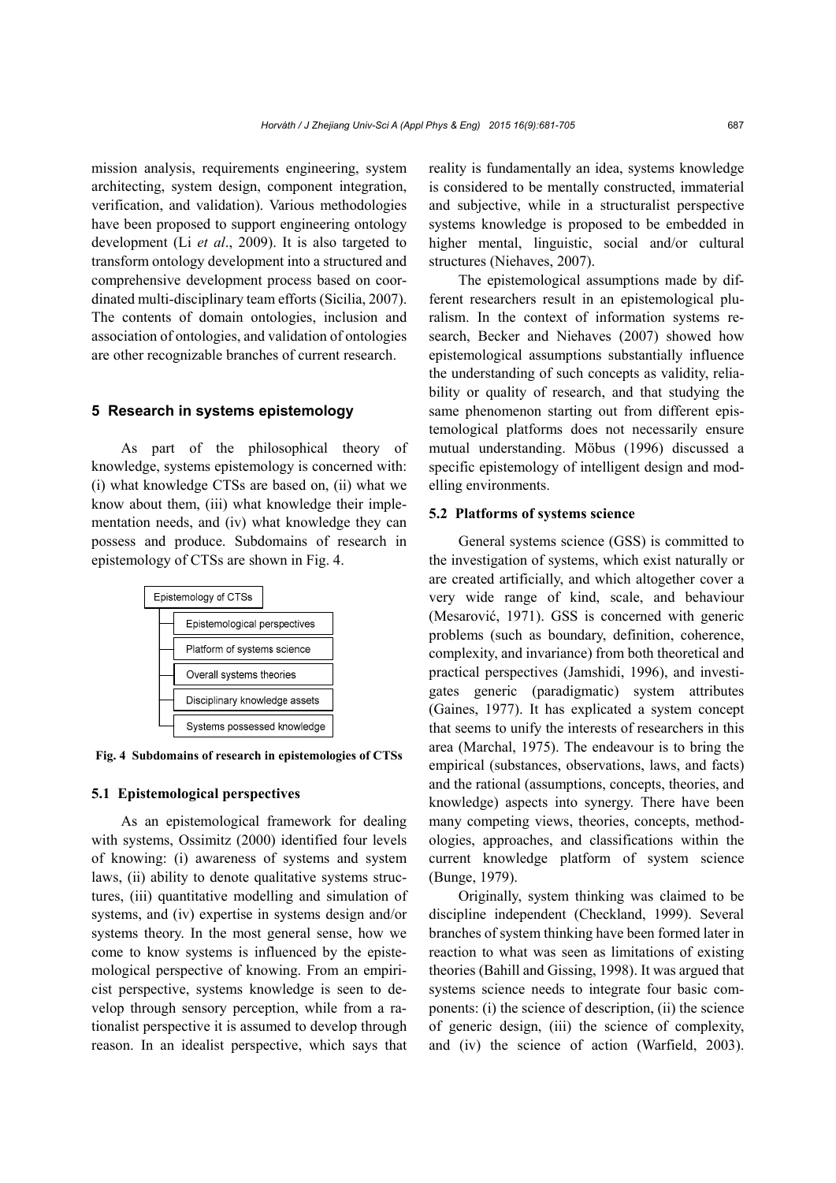mission analysis, requirements engineering, system architecting, system design, component integration, verification, and validation). Various methodologies have been proposed to support engineering ontology development (Li *et al*., 2009). It is also targeted to transform ontology development into a structured and comprehensive development process based on coordinated multi-disciplinary team efforts (Sicilia, 2007). The contents of domain ontologies, inclusion and association of ontologies, and validation of ontologies are other recognizable branches of current research.

## 5 Research in systems epistemology

As part of the philosophical theory of knowledge, systems epistemology is concerned with: (i) what knowledge CTSs are based on, (ii) what we know about them, (iii) what knowledge their implementation needs, and (iv) what knowledge they can possess and produce. Subdomains of research in epistemology of CTSs are shown in Fig. 4.

- Epistemology of CTSs
  - Epistemological perspectives
  - Platform of systems science
  - Overall systems theories
  - Disciplinary knowledge assets
  - Systems possessed knowledge

**Fig. 4 Subdomains of research in epistemologies of CTSs**

### 5.1 Epistemological perspectives

As an epistemological framework for dealing with systems, Ossimitz (2000) identified four levels of knowing: (i) awareness of systems and system laws, (ii) ability to denote qualitative systems structures, (iii) quantitative modelling and simulation of systems, and (iv) expertise in systems design and/or systems theory. In the most general sense, how we come to know systems is influenced by the epistemological perspective of knowing. From an empiricist perspective, systems knowledge is seen to develop through sensory perception, while from a rationalist perspective it is assumed to develop through reason. In an idealist perspective, which says that reality is fundamentally an idea, systems knowledge is considered to be mentally constructed, immaterial and subjective, while in a structuralist perspective systems knowledge is proposed to be embedded in higher mental, linguistic, social and/or cultural structures (Niehaves, 2007).

The epistemological assumptions made by different researchers result in an epistemological pluralism. In the context of information systems research, Becker and Niehaves (2007) showed how epistemological assumptions substantially influence the understanding of such concepts as validity, reliability or quality of research, and that studying the same phenomenon starting out from different epistemological platforms does not necessarily ensure mutual understanding. Möbus (1996) discussed a specific epistemology of intelligent design and modelling environments.

### 5.2 Platforms of systems science

General systems science (GSS) is committed to the investigation of systems, which exist naturally or are created artificially, and which altogether cover a very wide range of kind, scale, and behaviour (Mesarović, 1971). GSS is concerned with generic problems (such as boundary, definition, coherence, complexity, and invariance) from both theoretical and practical perspectives (Jamshidi, 1996), and investigates generic (paradigmatic) system attributes (Gaines, 1977). It has explicated a system concept that seems to unify the interests of researchers in this area (Marchal, 1975). The endeavour is to bring the empirical (substances, observations, laws, and facts) and the rational (assumptions, concepts, theories, and knowledge) aspects into synergy. There have been many competing views, theories, concepts, methodologies, approaches, and classifications within the current knowledge platform of system science (Bunge, 1979).

Originally, system thinking was claimed to be discipline independent (Checkland, 1999). Several branches of system thinking have been formed later in reaction to what was seen as limitations of existing theories (Bahill and Gissing, 1998). It was argued that systems science needs to integrate four basic components: (i) the science of description, (ii) the science of generic design, (iii) the science of complexity, and (iv) the science of action (Warfield, 2003).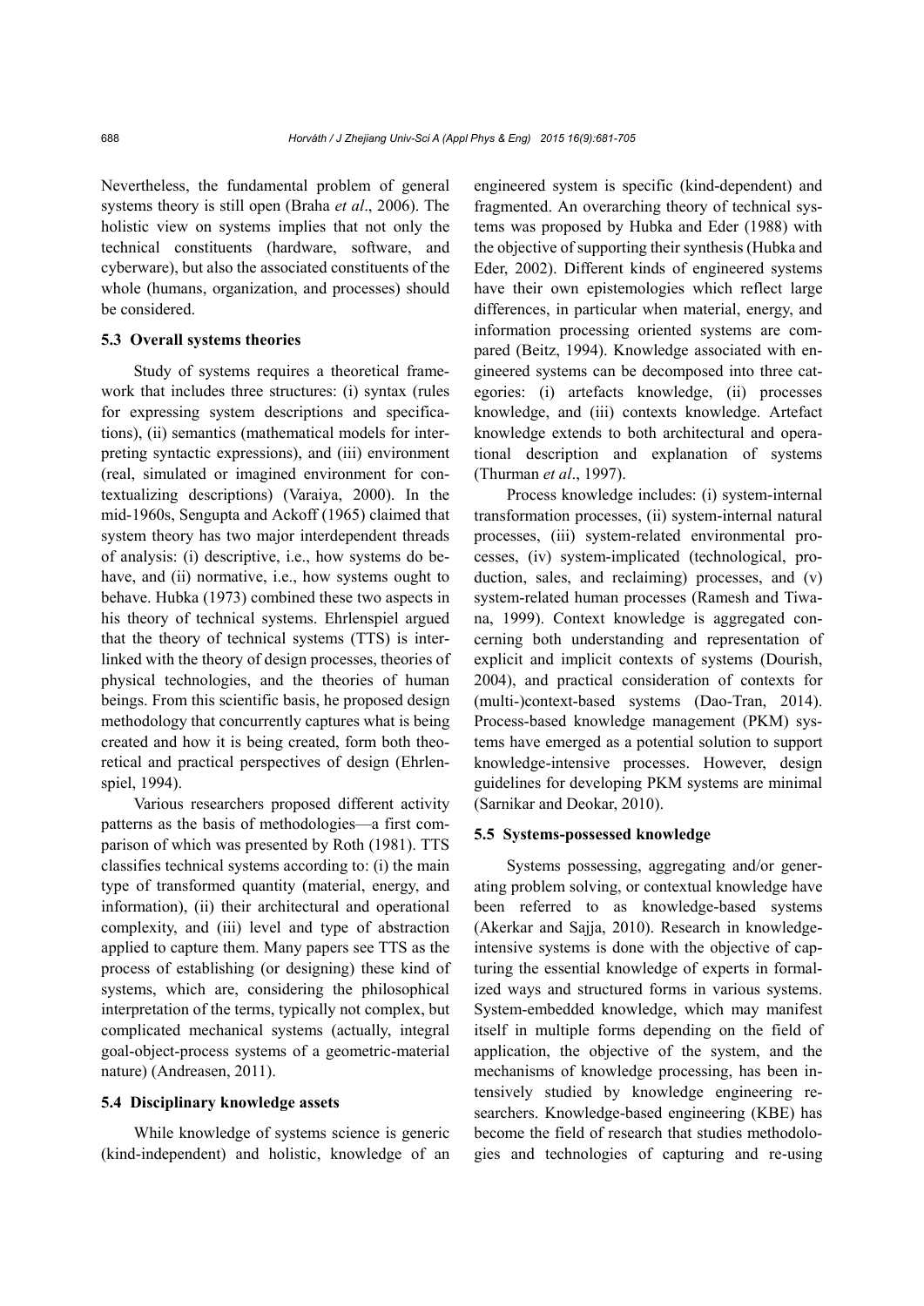Nevertheless, the fundamental problem of general systems theory is still open (Braha *et al*., 2006). The holistic view on systems implies that not only the technical constituents (hardware, software, and cyberware), but also the associated constituents of the whole (humans, organization, and processes) should be considered.

### 5.3 Overall systems theories

Study of systems requires a theoretical framework that includes three structures: (i) syntax (rules for expressing system descriptions and specifications), (ii) semantics (mathematical models for interpreting syntactic expressions), and (iii) environment (real, simulated or imagined environment for contextualizing descriptions) (Varaiya, 2000). In the mid-1960s, Sengupta and Ackoff (1965) claimed that system theory has two major interdependent threads of analysis: (i) descriptive, i.e., how systems do behave, and (ii) normative, i.e., how systems ought to behave. Hubka (1973) combined these two aspects in his theory of technical systems. Ehrlenspiel argued that the theory of technical systems (TTS) is interlinked with the theory of design processes, theories of physical technologies, and the theories of human beings. From this scientific basis, he proposed design methodology that concurrently captures what is being created and how it is being created, form both theoretical and practical perspectives of design (Ehrlenspiel, 1994).

Various researchers proposed different activity patterns as the basis of methodologies—a first comparison of which was presented by Roth (1981). TTS classifies technical systems according to: (i) the main type of transformed quantity (material, energy, and information), (ii) their architectural and operational complexity, and (iii) level and type of abstraction applied to capture them. Many papers see TTS as the process of establishing (or designing) these kind of systems, which are, considering the philosophical interpretation of the terms, typically not complex, but complicated mechanical systems (actually, integral goal-object-process systems of a geometric-material nature) (Andreasen, 2011).

### 5.4 Disciplinary knowledge assets

While knowledge of systems science is generic (kind-independent) and holistic, knowledge of an engineered system is specific (kind-dependent) and fragmented. An overarching theory of technical systems was proposed by Hubka and Eder (1988) with the objective of supporting their synthesis (Hubka and Eder, 2002). Different kinds of engineered systems have their own epistemologies which reflect large differences, in particular when material, energy, and information processing oriented systems are compared (Beitz, 1994). Knowledge associated with engineered systems can be decomposed into three categories: (i) artefacts knowledge, (ii) processes knowledge, and (iii) contexts knowledge. Artefact knowledge extends to both architectural and operational description and explanation of systems (Thurman *et al*., 1997).

Process knowledge includes: (i) system-internal transformation processes, (ii) system-internal natural processes, (iii) system-related environmental processes, (iv) system-implicated (technological, production, sales, and reclaiming) processes, and (v) system-related human processes (Ramesh and Tiwana, 1999). Context knowledge is aggregated concerning both understanding and representation of explicit and implicit contexts of systems (Dourish, 2004), and practical consideration of contexts for (multi-)context-based systems (Dao-Tran, 2014). Process-based knowledge management (PKM) systems have emerged as a potential solution to support knowledge-intensive processes. However, design guidelines for developing PKM systems are minimal (Sarnikar and Deokar, 2010).

### 5.5 Systems-possessed knowledge

Systems possessing, aggregating and/or generating problem solving, or contextual knowledge have been referred to as knowledge-based systems (Akerkar and Sajja, 2010). Research in knowledge-intensive systems is done with the objective of capturing the essential knowledge of experts in formalized ways and structured forms in various systems. System-embedded knowledge, which may manifest itself in multiple forms depending on the field of application, the objective of the system, and the mechanisms of knowledge processing, has been intensively studied by knowledge engineering researchers. Knowledge-based engineering (KBE) has become the field of research that studies methodologies and technologies of capturing and re-using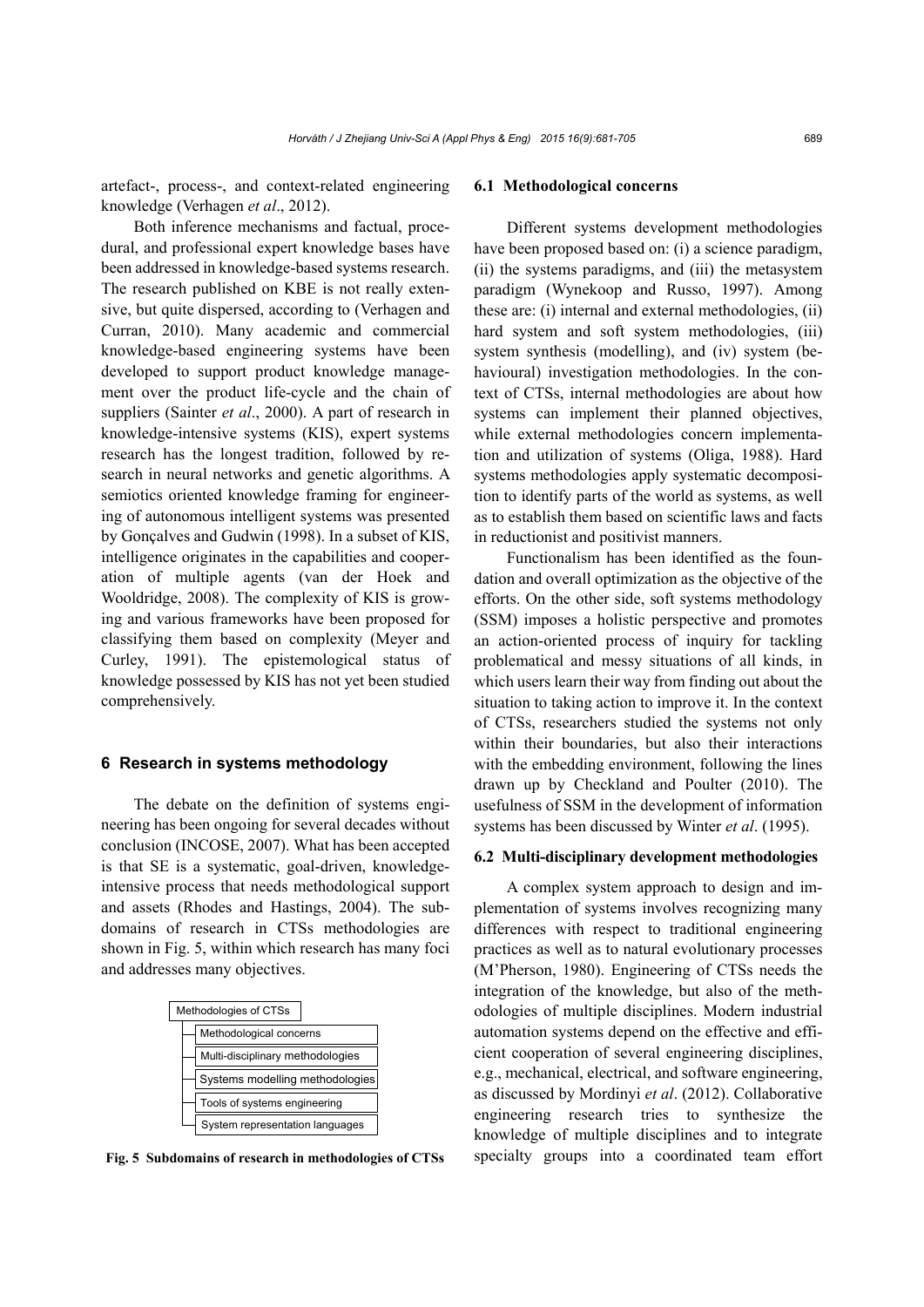artefact-, process-, and context-related engineering knowledge (Verhagen *et al*., 2012).

Both inference mechanisms and factual, procedural, and professional expert knowledge bases have been addressed in knowledge-based systems research. The research published on KBE is not really extensive, but quite dispersed, according to (Verhagen and Curran, 2010). Many academic and commercial knowledge-based engineering systems have been developed to support product knowledge management over the product life-cycle and the chain of suppliers (Sainter *et al*., 2000). A part of research in knowledge-intensive systems (KIS), expert systems research has the longest tradition, followed by research in neural networks and genetic algorithms. A semiotics oriented knowledge framing for engineering of autonomous intelligent systems was presented by Gonçalves and Gudwin (1998). In a subset of KIS, intelligence originates in the capabilities and cooperation of multiple agents (van der Hoek and Wooldridge, 2008). The complexity of KIS is growing and various frameworks have been proposed for classifying them based on complexity (Meyer and Curley, 1991). The epistemological status of knowledge possessed by KIS has not yet been studied comprehensively.

## 6 Research in systems methodology

The debate on the definition of systems engineering has been ongoing for several decades without conclusion (INCOSE, 2007). What has been accepted is that SE is a systematic, goal-driven, knowledge-intensive process that needs methodological support and assets (Rhodes and Hastings, 2004). The subdomains of research in CTSs methodologies are shown in Fig. 5, within which research has many foci and addresses many objectives.

- Methodologies of CTSs
  - Methodological concerns
  - Multi-disciplinary methodologies
  - Systems modelling methodologies
  - Tools of systems engineering
  - System representation languages

**Fig. 5 Subdomains of research in methodologies of CTSs**

### 6.1 Methodological concerns

Different systems development methodologies have been proposed based on: (i) a science paradigm, (ii) the systems paradigms, and (iii) the metasystem paradigm (Wynekoop and Russo, 1997). Among these are: (i) internal and external methodologies, (ii) hard system and soft system methodologies, (iii) system synthesis (modelling), and (iv) system (behavioural) investigation methodologies. In the context of CTSs, internal methodologies are about how systems can implement their planned objectives, while external methodologies concern implementation and utilization of systems (Oliga, 1988). Hard systems methodologies apply systematic decomposition to identify parts of the world as systems, as well as to establish them based on scientific laws and facts in reductionist and positivist manners.

Functionalism has been identified as the foundation and overall optimization as the objective of the efforts. On the other side, soft systems methodology (SSM) imposes a holistic perspective and promotes an action-oriented process of inquiry for tackling problematical and messy situations of all kinds, in which users learn their way from finding out about the situation to taking action to improve it. In the context of CTSs, researchers studied the systems not only within their boundaries, but also their interactions with the embedding environment, following the lines drawn up by Checkland and Poulter (2010). The usefulness of SSM in the development of information systems has been discussed by Winter *et al*. (1995).

### 6.2 Multi-disciplinary development methodologies

A complex system approach to design and implementation of systems involves recognizing many differences with respect to traditional engineering practices as well as to natural evolutionary processes (M'Pherson, 1980). Engineering of CTSs needs the integration of the knowledge, but also of the methodologies of multiple disciplines. Modern industrial automation systems depend on the effective and efficient cooperation of several engineering disciplines, e.g., mechanical, electrical, and software engineering, as discussed by Mordinyi *et al*. (2012). Collaborative engineering research tries to synthesize the knowledge of multiple disciplines and to integrate specialty groups into a coordinated team effort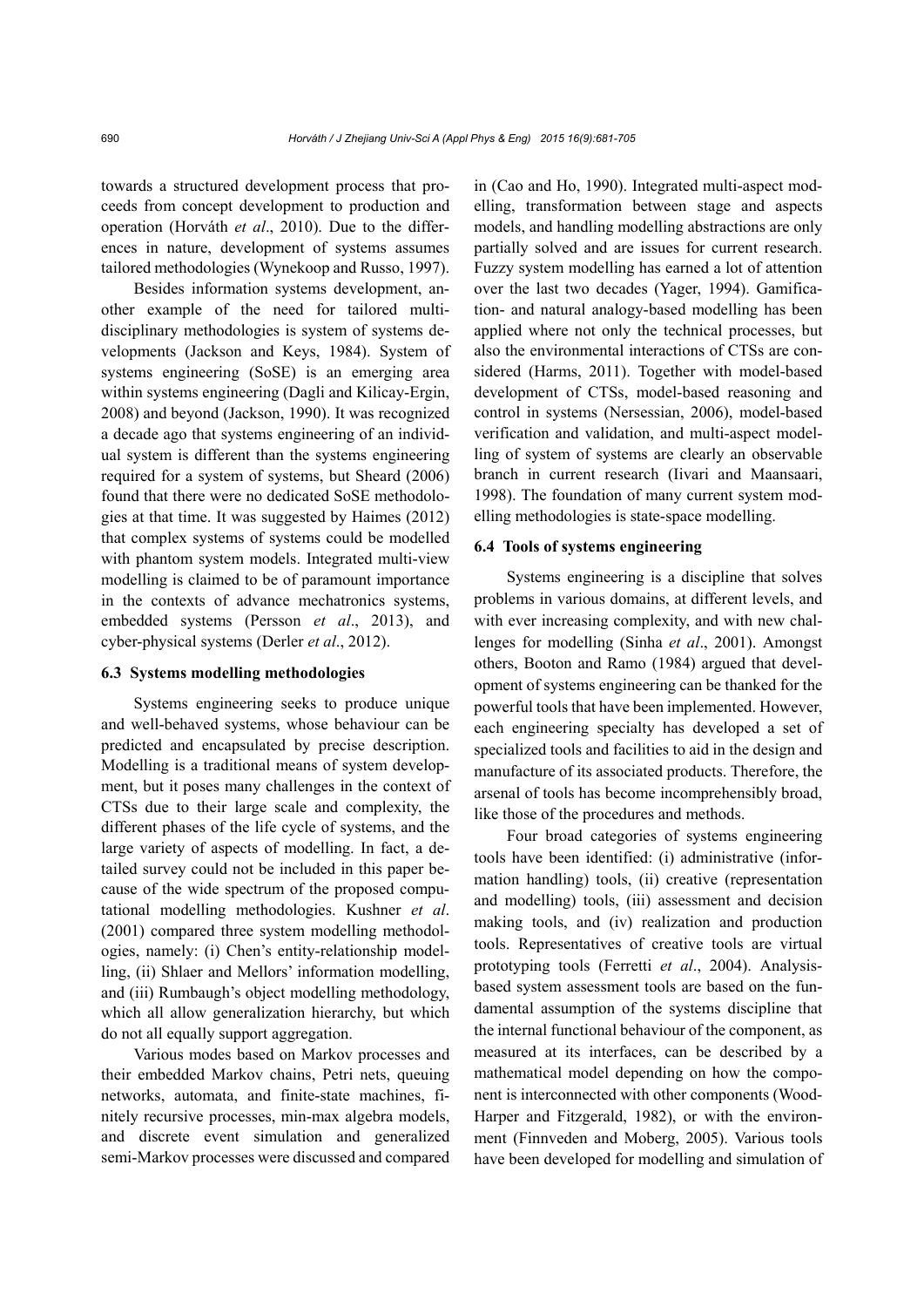towards a structured development process that proceeds from concept development to production and operation (Horváth *et al*., 2010). Due to the differences in nature, development of systems assumes tailored methodologies (Wynekoop and Russo, 1997).

Besides information systems development, another example of the need for tailored multidisciplinary methodologies is system of systems developments (Jackson and Keys, 1984). System of systems engineering (SoSE) is an emerging area within systems engineering (Dagli and Kilicay-Ergin, 2008) and beyond (Jackson, 1990). It was recognized a decade ago that systems engineering of an individual system is different than the systems engineering required for a system of systems, but Sheard (2006) found that there were no dedicated SoSE methodologies at that time. It was suggested by Haimes (2012) that complex systems of systems could be modelled with phantom system models. Integrated multi-view modelling is claimed to be of paramount importance in the contexts of advance mechatronics systems, embedded systems (Persson *et al*., 2013), and cyber-physical systems (Derler *et al*., 2012).

### 6.3 Systems modelling methodologies

Systems engineering seeks to produce unique and well-behaved systems, whose behaviour can be predicted and encapsulated by precise description. Modelling is a traditional means of system development, but it poses many challenges in the context of CTSs due to their large scale and complexity, the different phases of the life cycle of systems, and the large variety of aspects of modelling. In fact, a detailed survey could not be included in this paper because of the wide spectrum of the proposed computational modelling methodologies. Kushner *et al*. (2001) compared three system modelling methodologies, namely: (i) Chen's entity-relationship modelling, (ii) Shlaer and Mellors' information modelling, and (iii) Rumbaugh's object modelling methodology, which all allow generalization hierarchy, but which do not all equally support aggregation.

Various modes based on Markov processes and their embedded Markov chains, Petri nets, queuing networks, automata, and finite-state machines, finitely recursive processes, min-max algebra models, and discrete event simulation and generalized semi-Markov processes were discussed and compared in (Cao and Ho, 1990). Integrated multi-aspect modelling, transformation between stage and aspects models, and handling modelling abstractions are only partially solved and are issues for current research. Fuzzy system modelling has earned a lot of attention over the last two decades (Yager, 1994). Gamification- and natural analogy-based modelling has been applied where not only the technical processes, but also the environmental interactions of CTSs are considered (Harms, 2011). Together with model-based development of CTSs, model-based reasoning and control in systems (Nersessian, 2006), model-based verification and validation, and multi-aspect modelling of system of systems are clearly an observable branch in current research (Iivari and Maansaari, 1998). The foundation of many current system modelling methodologies is state-space modelling.

### 6.4 Tools of systems engineering

Systems engineering is a discipline that solves problems in various domains, at different levels, and with ever increasing complexity, and with new challenges for modelling (Sinha *et al*., 2001). Amongst others, Booton and Ramo (1984) argued that development of systems engineering can be thanked for the powerful tools that have been implemented. However, each engineering specialty has developed a set of specialized tools and facilities to aid in the design and manufacture of its associated products. Therefore, the arsenal of tools has become incomprehensibly broad, like those of the procedures and methods.

Four broad categories of systems engineering tools have been identified: (i) administrative (information handling) tools, (ii) creative (representation and modelling) tools, (iii) assessment and decision making tools, and (iv) realization and production tools. Representatives of creative tools are virtual prototyping tools (Ferretti *et al*., 2004). Analysis-based system assessment tools are based on the fundamental assumption of the systems discipline that the internal functional behaviour of the component, as measured at its interfaces, can be described by a mathematical model depending on how the component is interconnected with other components (Wood-Harper and Fitzgerald, 1982), or with the environment (Finnveden and Moberg, 2005). Various tools have been developed for modelling and simulation of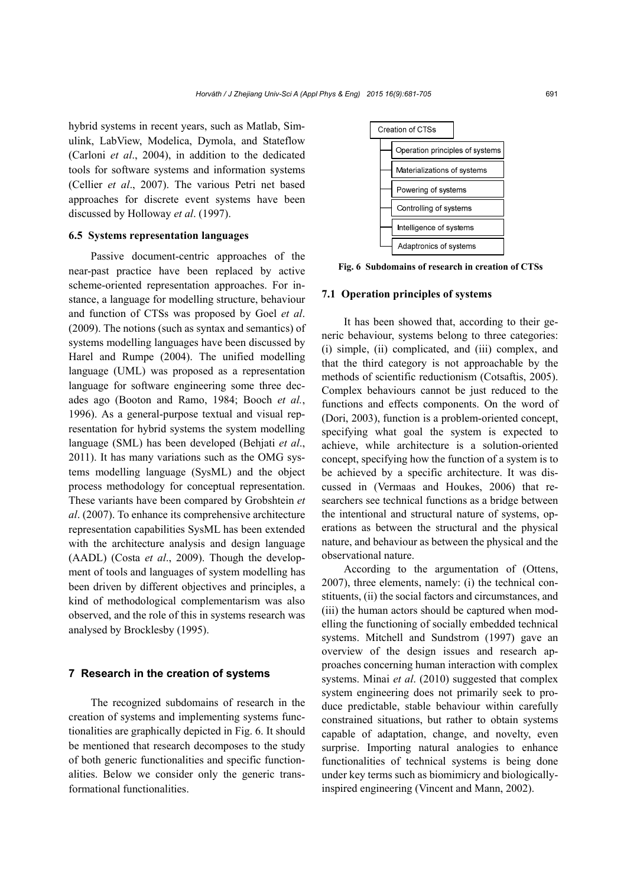hybrid systems in recent years, such as Matlab, Simulink, LabView, Modelica, Dymola, and Stateflow (Carloni *et al*., 2004), in addition to the dedicated tools for software systems and information systems (Cellier *et al*., 2007). The various Petri net based approaches for discrete event systems have been discussed by Holloway *et al*. (1997).

### 6.5 Systems representation languages

Passive document-centric approaches of the near-past practice have been replaced by active scheme-oriented representation approaches. For instance, a language for modelling structure, behaviour and function of CTSs was proposed by Goel *et al*. (2009). The notions (such as syntax and semantics) of systems modelling languages have been discussed by Harel and Rumpe (2004). The unified modelling language (UML) was proposed as a representation language for software engineering some three decades ago (Booton and Ramo, 1984; Booch *et al.*, 1996). As a general-purpose textual and visual representation for hybrid systems the system modelling language (SML) has been developed (Behjati *et al*., 2011). It has many variations such as the OMG systems modelling language (SysML) and the object process methodology for conceptual representation. These variants have been compared by Grobshtein *et al*. (2007). To enhance its comprehensive architecture representation capabilities SysML has been extended with the architecture analysis and design language (AADL) (Costa *et al*., 2009). Though the development of tools and languages of system modelling has been driven by different objectives and principles, a kind of methodological complementarism was also observed, and the role of this in systems research was analysed by Brocklesby (1995).

## 7 Research in the creation of systems

The recognized subdomains of research in the creation of systems and implementing systems functionalities are graphically depicted in Fig. 6. It should be mentioned that research decomposes to the study of both generic functionalities and specific functionalities. Below we consider only the generic transformational functionalities.

Creation of CTSs
- Operation principles of systems
- Materializations of systems
- Powering of systems
- Controlling of systems
- Intelligence of systems
- Adaptronics of systems

**Fig. 6 Subdomains of research in creation of CTSs**

### 7.1 Operation principles of systems

It has been showed that, according to their generic behaviour, systems belong to three categories: (i) simple, (ii) complicated, and (iii) complex, and that the third category is not approachable by the methods of scientific reductionism (Cotsaftis, 2005). Complex behaviours cannot be just reduced to the functions and effects components. On the word of (Dori, 2003), function is a problem-oriented concept, specifying what goal the system is expected to achieve, while architecture is a solution-oriented concept, specifying how the function of a system is to be achieved by a specific architecture. It was discussed in (Vermaas and Houkes, 2006) that researchers see technical functions as a bridge between the intentional and structural nature of systems, operations as between the structural and the physical nature, and behaviour as between the physical and the observational nature.

According to the argumentation of (Ottens, 2007), three elements, namely: (i) the technical constituents, (ii) the social factors and circumstances, and (iii) the human actors should be captured when modelling the functioning of socially embedded technical systems. Mitchell and Sundstrom (1997) gave an overview of the design issues and research approaches concerning human interaction with complex systems. Minai *et al*. (2010) suggested that complex system engineering does not primarily seek to produce predictable, stable behaviour within carefully constrained situations, but rather to obtain systems capable of adaptation, change, and novelty, even surprise. Importing natural analogies to enhance functionalities of technical systems is being done under key terms such as biomimicry and biologically-inspired engineering (Vincent and Mann, 2002).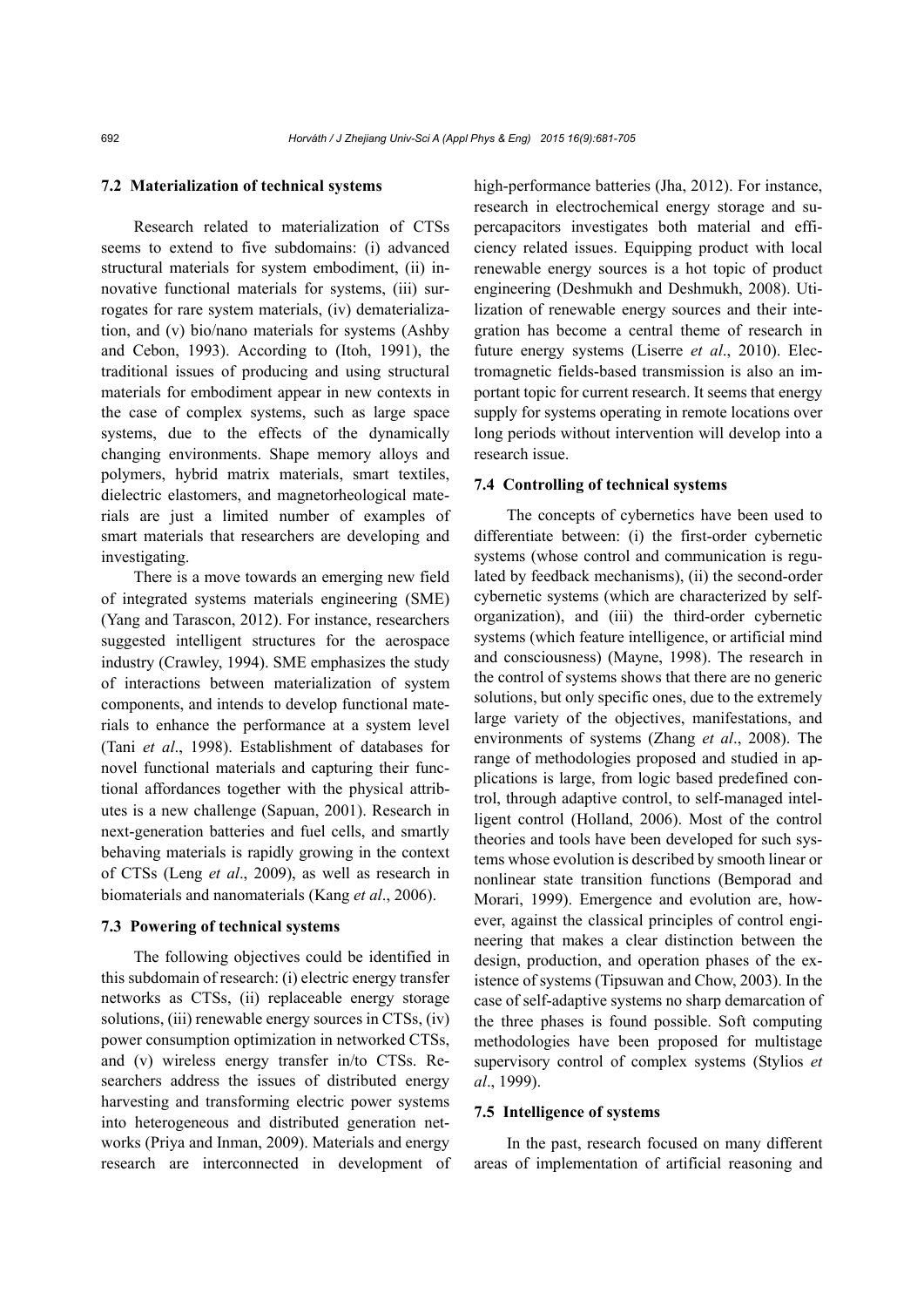### 7.2 Materialization of technical systems

Research related to materialization of CTSs seems to extend to five subdomains: (i) advanced structural materials for system embodiment, (ii) innovative functional materials for systems, (iii) surrogates for rare system materials, (iv) dematerialization, and (v) bio/nano materials for systems (Ashby and Cebon, 1993). According to (Itoh, 1991), the traditional issues of producing and using structural materials for embodiment appear in new contexts in the case of complex systems, such as large space systems, due to the effects of the dynamically changing environments. Shape memory alloys and polymers, hybrid matrix materials, smart textiles, dielectric elastomers, and magnetorheological materials are just a limited number of examples of smart materials that researchers are developing and investigating.

There is a move towards an emerging new field of integrated systems materials engineering (SME) (Yang and Tarascon, 2012). For instance, researchers suggested intelligent structures for the aerospace industry (Crawley, 1994). SME emphasizes the study of interactions between materialization of system components, and intends to develop functional materials to enhance the performance at a system level (Tani *et al*., 1998). Establishment of databases for novel functional materials and capturing their functional affordances together with the physical attributes is a new challenge (Sapuan, 2001). Research in next-generation batteries and fuel cells, and smartly behaving materials is rapidly growing in the context of CTSs (Leng *et al*., 2009), as well as research in biomaterials and nanomaterials (Kang *et al*., 2006).

### 7.3 Powering of technical systems

The following objectives could be identified in this subdomain of research: (i) electric energy transfer networks as CTSs, (ii) replaceable energy storage solutions, (iii) renewable energy sources in CTSs, (iv) power consumption optimization in networked CTSs, and (v) wireless energy transfer in/to CTSs. Researchers address the issues of distributed energy harvesting and transforming electric power systems into heterogeneous and distributed generation networks (Priya and Inman, 2009). Materials and energy research are interconnected in development of high-performance batteries (Jha, 2012). For instance, research in electrochemical energy storage and supercapacitors investigates both material and efficiency related issues. Equipping product with local renewable energy sources is a hot topic of product engineering (Deshmukh and Deshmukh, 2008). Utilization of renewable energy sources and their integration has become a central theme of research in future energy systems (Liserre *et al*., 2010). Electromagnetic fields-based transmission is also an important topic for current research. It seems that energy supply for systems operating in remote locations over long periods without intervention will develop into a research issue.

### 7.4 Controlling of technical systems

The concepts of cybernetics have been used to differentiate between: (i) the first-order cybernetic systems (whose control and communication is regulated by feedback mechanisms), (ii) the second-order cybernetic systems (which are characterized by self-organization), and (iii) the third-order cybernetic systems (which feature intelligence, or artificial mind and consciousness) (Mayne, 1998). The research in the control of systems shows that there are no generic solutions, but only specific ones, due to the extremely large variety of the objectives, manifestations, and environments of systems (Zhang *et al*., 2008). The range of methodologies proposed and studied in applications is large, from logic based predefined control, through adaptive control, to self-managed intelligent control (Holland, 2006). Most of the control theories and tools have been developed for such systems whose evolution is described by smooth linear or nonlinear state transition functions (Bemporad and Morari, 1999). Emergence and evolution are, however, against the classical principles of control engineering that makes a clear distinction between the design, production, and operation phases of the existence of systems (Tipsuwan and Chow, 2003). In the case of self-adaptive systems no sharp demarcation of the three phases is found possible. Soft computing methodologies have been proposed for multistage supervisory control of complex systems (Stylios *et al*., 1999).

### 7.5 Intelligence of systems

In the past, research focused on many different areas of implementation of artificial reasoning and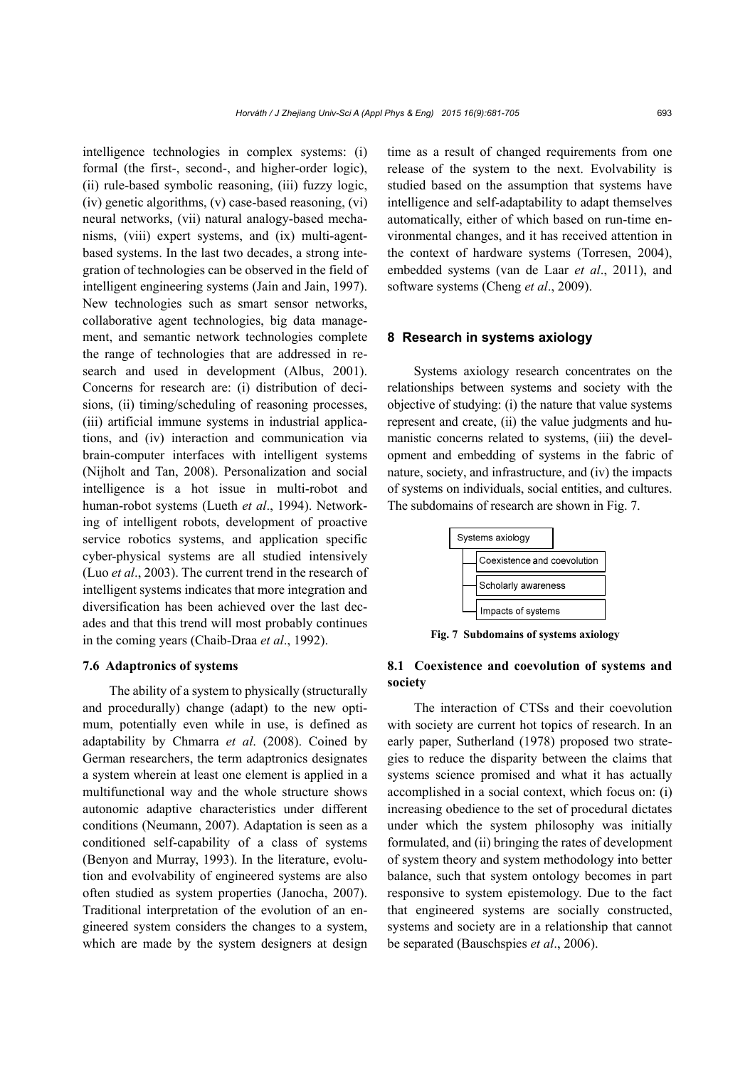intelligence technologies in complex systems: (i) formal (the first-, second-, and higher-order logic), (ii) rule-based symbolic reasoning, (iii) fuzzy logic, (iv) genetic algorithms, (v) case-based reasoning, (vi) neural networks, (vii) natural analogy-based mechanisms, (viii) expert systems, and (ix) multi-agent-based systems. In the last two decades, a strong integration of technologies can be observed in the field of intelligent engineering systems (Jain and Jain, 1997). New technologies such as smart sensor networks, collaborative agent technologies, big data management, and semantic network technologies complete the range of technologies that are addressed in research and used in development (Albus, 2001). Concerns for research are: (i) distribution of decisions, (ii) timing/scheduling of reasoning processes, (iii) artificial immune systems in industrial applications, and (iv) interaction and communication via brain-computer interfaces with intelligent systems (Nijholt and Tan, 2008). Personalization and social intelligence is a hot issue in multi-robot and human-robot systems (Lueth *et al*., 1994). Networking of intelligent robots, development of proactive service robotics systems, and application specific cyber-physical systems are all studied intensively (Luo *et al*., 2003). The current trend in the research of intelligent systems indicates that more integration and diversification has been achieved over the last decades and that this trend will most probably continues in the coming years (Chaib-Draa *et al*., 1992).

### 7.6 Adaptronics of systems

The ability of a system to physically (structurally and procedurally) change (adapt) to the new optimum, potentially even while in use, is defined as adaptability by Chmarra *et al*. (2008). Coined by German researchers, the term adaptronics designates a system wherein at least one element is applied in a multifunctional way and the whole structure shows autonomic adaptive characteristics under different conditions (Neumann, 2007). Adaptation is seen as a conditioned self-capability of a class of systems (Benyon and Murray, 1993). In the literature, evolution and evolvability of engineered systems are also often studied as system properties (Janocha, 2007). Traditional interpretation of the evolution of an engineered system considers the changes to a system, which are made by the system designers at design time as a result of changed requirements from one release of the system to the next. Evolvability is studied based on the assumption that systems have intelligence and self-adaptability to adapt themselves automatically, either of which based on run-time environmental changes, and it has received attention in the context of hardware systems (Torresen, 2004), embedded systems (van de Laar *et al*., 2011), and software systems (Cheng *et al*., 2009).

## 8 Research in systems axiology

Systems axiology research concentrates on the relationships between systems and society with the objective of studying: (i) the nature that value systems represent and create, (ii) the value judgments and humanistic concerns related to systems, (iii) the development and embedding of systems in the fabric of nature, society, and infrastructure, and (iv) the impacts of systems on individuals, social entities, and cultures. The subdomains of research are shown in Fig. 7.

- Systems axiology
  - Coexistence and coevolution
  - Scholarly awareness
  - Impacts of systems

**Fig. 7 Subdomains of systems axiology**

### 8.1 Coexistence and coevolution of systems and society

The interaction of CTSs and their coevolution with society are current hot topics of research. In an early paper, Sutherland (1978) proposed two strategies to reduce the disparity between the claims that systems science promised and what it has actually accomplished in a social context, which focus on: (i) increasing obedience to the set of procedural dictates under which the system philosophy was initially formulated, and (ii) bringing the rates of development of system theory and system methodology into better balance, such that system ontology becomes in part responsive to system epistemology. Due to the fact that engineered systems are socially constructed, systems and society are in a relationship that cannot be separated (Bauschspies *et al*., 2006).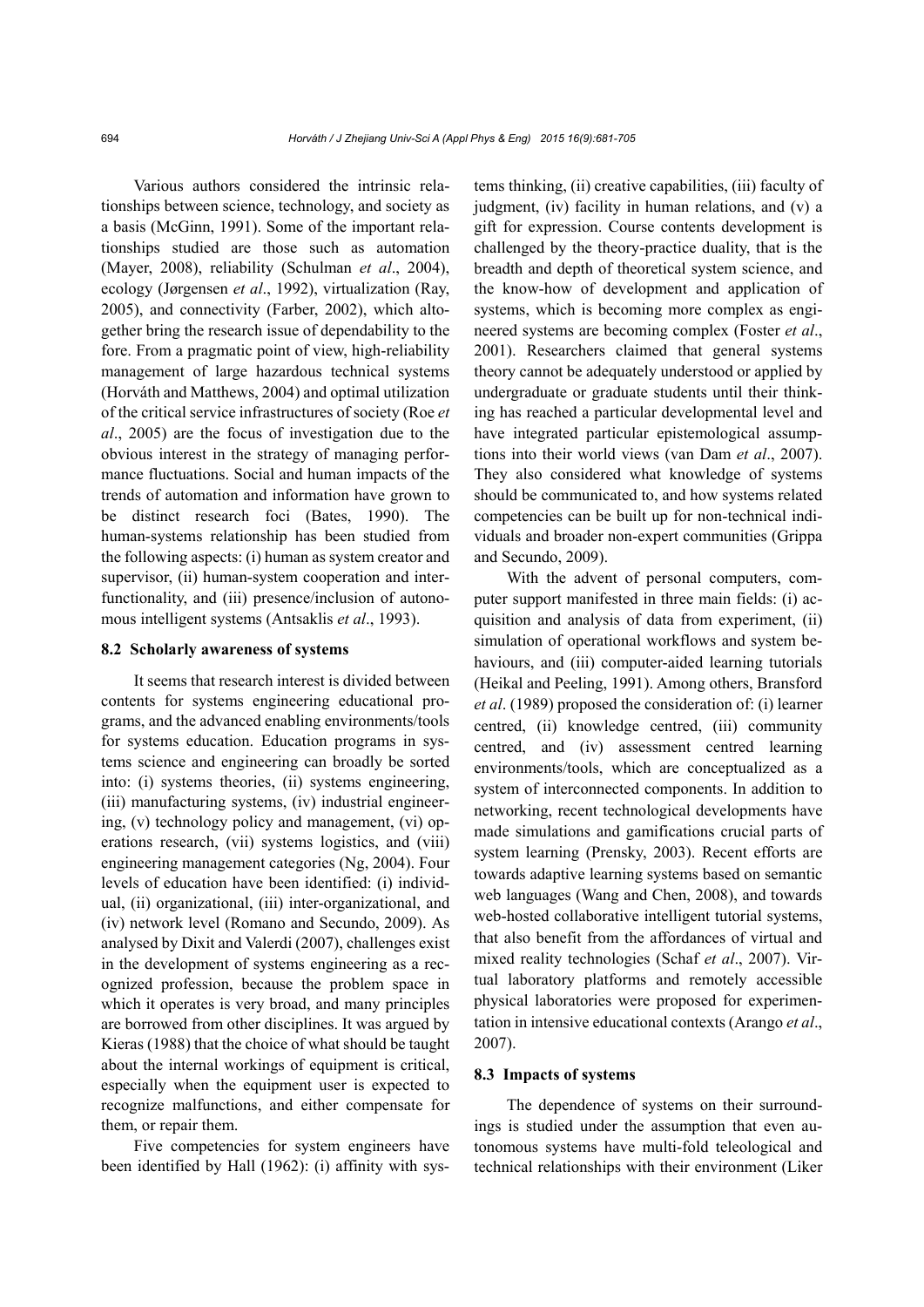Various authors considered the intrinsic relationships between science, technology, and society as a basis (McGinn, 1991). Some of the important relationships studied are those such as automation (Mayer, 2008), reliability (Schulman *et al*., 2004), ecology (Jørgensen *et al*., 1992), virtualization (Ray, 2005), and connectivity (Farber, 2002), which altogether bring the research issue of dependability to the fore. From a pragmatic point of view, high-reliability management of large hazardous technical systems (Horváth and Matthews, 2004) and optimal utilization of the critical service infrastructures of society (Roe *et al*., 2005) are the focus of investigation due to the obvious interest in the strategy of managing performance fluctuations. Social and human impacts of the trends of automation and information have grown to be distinct research foci (Bates, 1990). The human-systems relationship has been studied from the following aspects: (i) human as system creator and supervisor, (ii) human-system cooperation and interfunctionality, and (iii) presence/inclusion of autonomous intelligent systems (Antsaklis *et al*., 1993).

### 8.2 Scholarly awareness of systems

It seems that research interest is divided between contents for systems engineering educational programs, and the advanced enabling environments/tools for systems education. Education programs in systems science and engineering can broadly be sorted into: (i) systems theories, (ii) systems engineering, (iii) manufacturing systems, (iv) industrial engineering, (v) technology policy and management, (vi) operations research, (vii) systems logistics, and (viii) engineering management categories (Ng, 2004). Four levels of education have been identified: (i) individual, (ii) organizational, (iii) inter-organizational, and (iv) network level (Romano and Secundo, 2009). As analysed by Dixit and Valerdi (2007), challenges exist in the development of systems engineering as a recognized profession, because the problem space in which it operates is very broad, and many principles are borrowed from other disciplines. It was argued by Kieras (1988) that the choice of what should be taught about the internal workings of equipment is critical, especially when the equipment user is expected to recognize malfunctions, and either compensate for them, or repair them.

Five competencies for system engineers have been identified by Hall (1962): (i) affinity with systems thinking, (ii) creative capabilities, (iii) faculty of judgment, (iv) facility in human relations, and (v) a gift for expression. Course contents development is challenged by the theory-practice duality, that is the breadth and depth of theoretical system science, and the know-how of development and application of systems, which is becoming more complex as engineered systems are becoming complex (Foster *et al*., 2001). Researchers claimed that general systems theory cannot be adequately understood or applied by undergraduate or graduate students until their thinking has reached a particular developmental level and have integrated particular epistemological assumptions into their world views (van Dam *et al*., 2007). They also considered what knowledge of systems should be communicated to, and how systems related competencies can be built up for non-technical individuals and broader non-expert communities (Grippa and Secundo, 2009).

With the advent of personal computers, computer support manifested in three main fields: (i) acquisition and analysis of data from experiment, (ii) simulation of operational workflows and system behaviours, and (iii) computer-aided learning tutorials (Heikal and Peeling, 1991). Among others, Bransford *et al*. (1989) proposed the consideration of: (i) learner centred, (ii) knowledge centred, (iii) community centred, and (iv) assessment centred learning environments/tools, which are conceptualized as a system of interconnected components. In addition to networking, recent technological developments have made simulations and gamifications crucial parts of system learning (Prensky, 2003). Recent efforts are towards adaptive learning systems based on semantic web languages (Wang and Chen, 2008), and towards web-hosted collaborative intelligent tutorial systems, that also benefit from the affordances of virtual and mixed reality technologies (Schaf *et al*., 2007). Virtual laboratory platforms and remotely accessible physical laboratories were proposed for experimentation in intensive educational contexts (Arango *et al*., 2007).

### 8.3 Impacts of systems

The dependence of systems on their surroundings is studied under the assumption that even autonomous systems have multi-fold teleological and technical relationships with their environment (Liker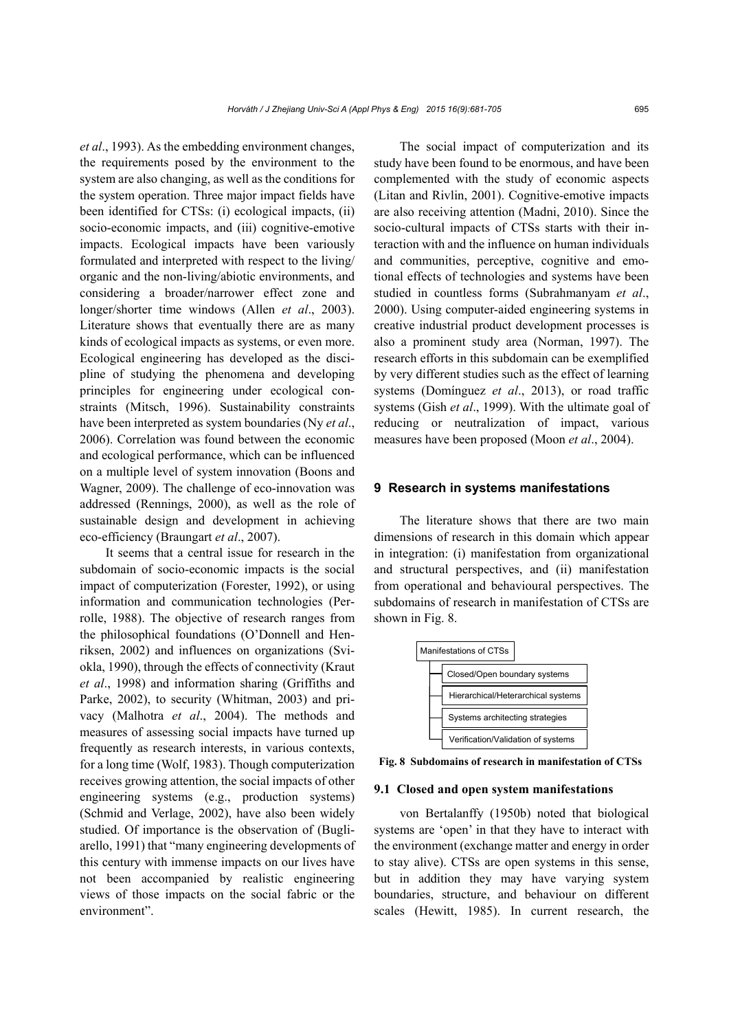*et al*., 1993). As the embedding environment changes, the requirements posed by the environment to the system are also changing, as well as the conditions for the system operation. Three major impact fields have been identified for CTSs: (i) ecological impacts, (ii) socio-economic impacts, and (iii) cognitive-emotive impacts. Ecological impacts have been variously formulated and interpreted with respect to the living/organic and the non-living/abiotic environments, and considering a broader/narrower effect zone and longer/shorter time windows (Allen *et al*., 2003). Literature shows that eventually there are as many kinds of ecological impacts as systems, or even more. Ecological engineering has developed as the discipline of studying the phenomena and developing principles for engineering under ecological constraints (Mitsch, 1996). Sustainability constraints have been interpreted as system boundaries (Ny *et al*., 2006). Correlation was found between the economic and ecological performance, which can be influenced on a multiple level of system innovation (Boons and Wagner, 2009). The challenge of eco-innovation was addressed (Rennings, 2000), as well as the role of sustainable design and development in achieving eco-efficiency (Braungart *et al*., 2007).

It seems that a central issue for research in the subdomain of socio-economic impacts is the social impact of computerization (Forester, 1992), or using information and communication technologies (Perrolle, 1988). The objective of research ranges from the philosophical foundations (O'Donnell and Henriksen, 2002) and influences on organizations (Sviokla, 1990), through the effects of connectivity (Kraut *et al*., 1998) and information sharing (Griffiths and Parke, 2002), to security (Whitman, 2003) and privacy (Malhotra *et al*., 2004). The methods and measures of assessing social impacts have turned up frequently as research interests, in various contexts, for a long time (Wolf, 1983). Though computerization receives growing attention, the social impacts of other engineering systems (e.g., production systems) (Schmid and Verlage, 2002), have also been widely studied. Of importance is the observation of (Bugliarello, 1991) that "many engineering developments of this century with immense impacts on our lives have not been accompanied by realistic engineering views of those impacts on the social fabric or the environment".

The social impact of computerization and its study have been found to be enormous, and have been complemented with the study of economic aspects (Litan and Rivlin, 2001). Cognitive-emotive impacts are also receiving attention (Madni, 2010). Since the socio-cultural impacts of CTSs starts with their interaction with and the influence on human individuals and communities, perceptive, cognitive and emotional effects of technologies and systems have been studied in countless forms (Subrahmanyam *et al*., 2000). Using computer-aided engineering systems in creative industrial product development processes is also a prominent study area (Norman, 1997). The research efforts in this subdomain can be exemplified by very different studies such as the effect of learning systems (Domínguez *et al*., 2013), or road traffic systems (Gish *et al*., 1999). With the ultimate goal of reducing or neutralization of impact, various measures have been proposed (Moon *et al*., 2004).

## 9 Research in systems manifestations

The literature shows that there are two main dimensions of research in this domain which appear in integration: (i) manifestation from organizational and structural perspectives, and (ii) manifestation from operational and behavioural perspectives. The subdomains of research in manifestation of CTSs are shown in Fig. 8.

- Manifestations of CTSs
  - Closed/Open boundary systems
  - Hierarchical/Heterarchical systems
  - Systems architecting strategies
  - Verification/Validation of systems

**Fig. 8 Subdomains of research in manifestation of CTSs**

### 9.1 Closed and open system manifestations

von Bertalanffy (1950b) noted that biological systems are 'open' in that they have to interact with the environment (exchange matter and energy in order to stay alive). CTSs are open systems in this sense, but in addition they may have varying system boundaries, structure, and behaviour on different scales (Hewitt, 1985). In current research, the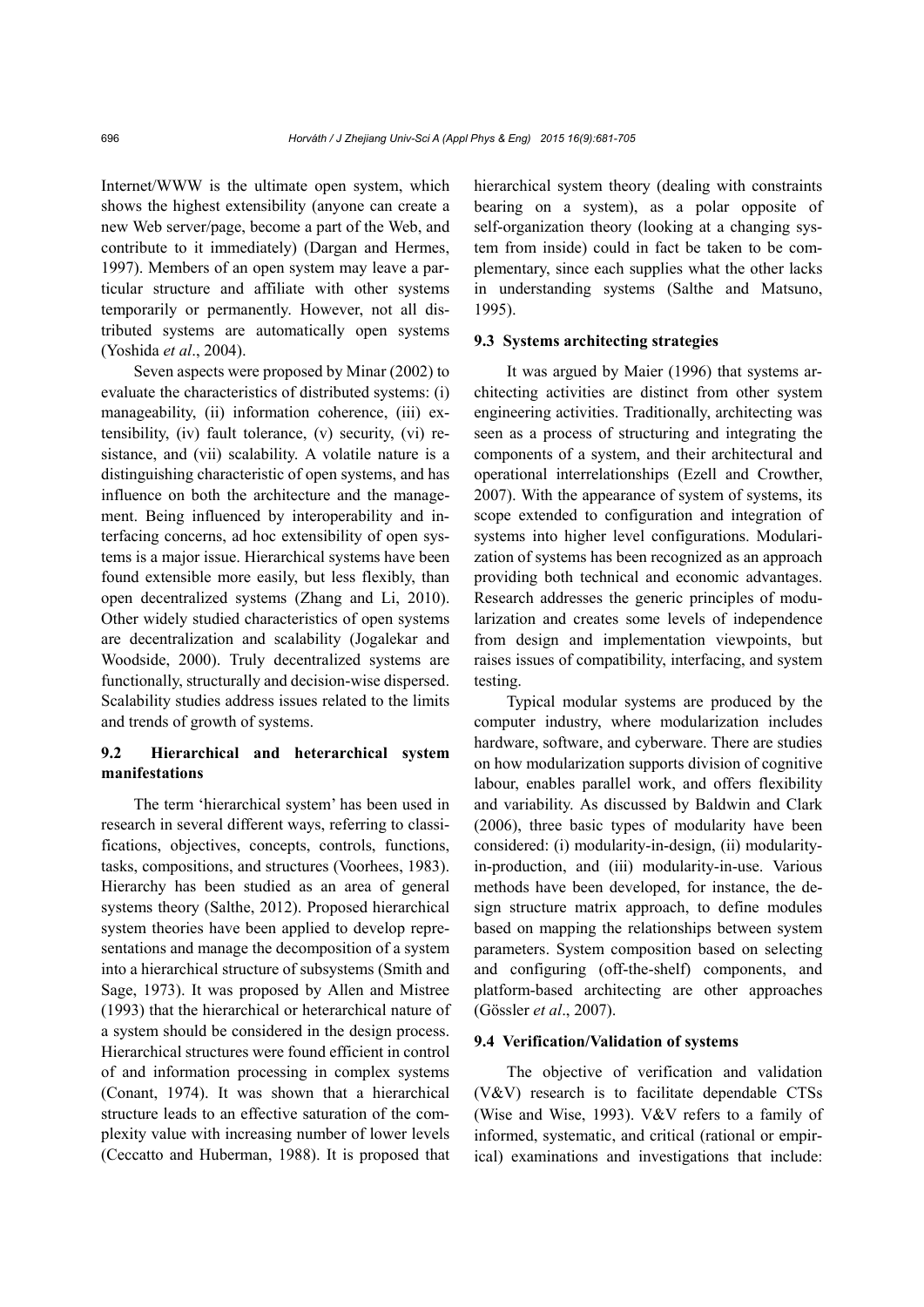Internet/WWW is the ultimate open system, which shows the highest extensibility (anyone can create a new Web server/page, become a part of the Web, and contribute to it immediately) (Dargan and Hermes, 1997). Members of an open system may leave a particular structure and affiliate with other systems temporarily or permanently. However, not all distributed systems are automatically open systems (Yoshida *et al*., 2004).

Seven aspects were proposed by Minar (2002) to evaluate the characteristics of distributed systems: (i) manageability, (ii) information coherence, (iii) extensibility, (iv) fault tolerance, (v) security, (vi) resistance, and (vii) scalability. A volatile nature is a distinguishing characteristic of open systems, and has influence on both the architecture and the management. Being influenced by interoperability and interfacing concerns, ad hoc extensibility of open systems is a major issue. Hierarchical systems have been found extensible more easily, but less flexibly, than open decentralized systems (Zhang and Li, 2010). Other widely studied characteristics of open systems are decentralization and scalability (Jogalekar and Woodside, 2000). Truly decentralized systems are functionally, structurally and decision-wise dispersed. Scalability studies address issues related to the limits and trends of growth of systems.

### 9.2 Hierarchical and heterarchical system manifestations

The term 'hierarchical system' has been used in research in several different ways, referring to classifications, objectives, concepts, controls, functions, tasks, compositions, and structures (Voorhees, 1983). Hierarchy has been studied as an area of general systems theory (Salthe, 2012). Proposed hierarchical system theories have been applied to develop representations and manage the decomposition of a system into a hierarchical structure of subsystems (Smith and Sage, 1973). It was proposed by Allen and Mistree (1993) that the hierarchical or heterarchical nature of a system should be considered in the design process. Hierarchical structures were found efficient in control of and information processing in complex systems (Conant, 1974). It was shown that a hierarchical structure leads to an effective saturation of the complexity value with increasing number of lower levels (Ceccatto and Huberman, 1988). It is proposed that hierarchical system theory (dealing with constraints bearing on a system), as a polar opposite of self-organization theory (looking at a changing system from inside) could in fact be taken to be complementary, since each supplies what the other lacks in understanding systems (Salthe and Matsuno, 1995).

### 9.3 Systems architecting strategies

It was argued by Maier (1996) that systems architecting activities are distinct from other system engineering activities. Traditionally, architecting was seen as a process of structuring and integrating the components of a system, and their architectural and operational interrelationships (Ezell and Crowther, 2007). With the appearance of system of systems, its scope extended to configuration and integration of systems into higher level configurations. Modularization of systems has been recognized as an approach providing both technical and economic advantages. Research addresses the generic principles of modularization and creates some levels of independence from design and implementation viewpoints, but raises issues of compatibility, interfacing, and system testing.

Typical modular systems are produced by the computer industry, where modularization includes hardware, software, and cyberware. There are studies on how modularization supports division of cognitive labour, enables parallel work, and offers flexibility and variability. As discussed by Baldwin and Clark (2006), three basic types of modularity have been considered: (i) modularity-in-design, (ii) modularity-in-production, and (iii) modularity-in-use. Various methods have been developed, for instance, the design structure matrix approach, to define modules based on mapping the relationships between system parameters. System composition based on selecting and configuring (off-the-shelf) components, and platform-based architecting are other approaches (Gössler *et al*., 2007).

### 9.4 Verification/Validation of systems

The objective of verification and validation (V&V) research is to facilitate dependable CTSs (Wise and Wise, 1993). V&V refers to a family of informed, systematic, and critical (rational or empirical) examinations and investigations that include: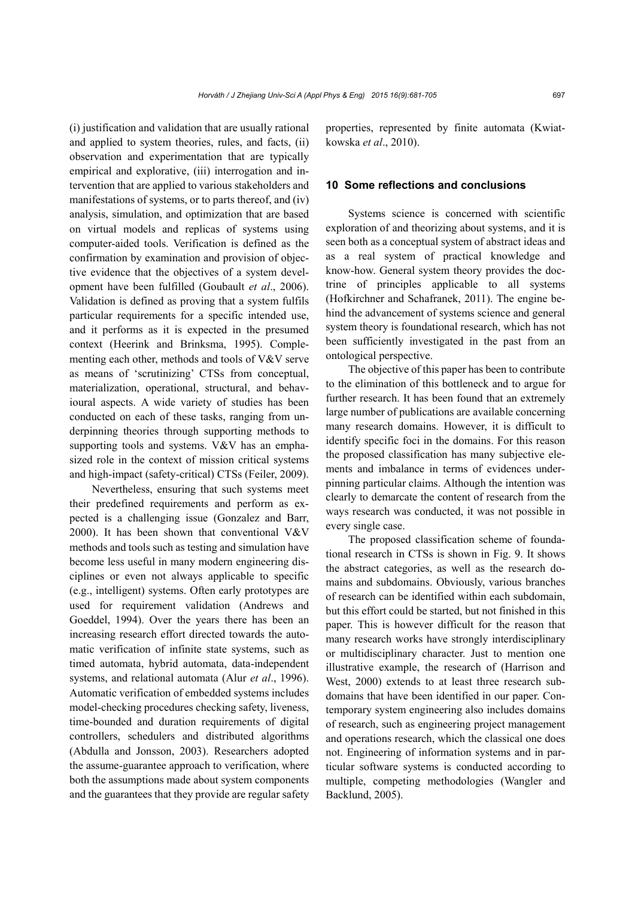(i) justification and validation that are usually rational and applied to system theories, rules, and facts, (ii) observation and experimentation that are typically empirical and explorative, (iii) interrogation and intervention that are applied to various stakeholders and manifestations of systems, or to parts thereof, and (iv) analysis, simulation, and optimization that are based on virtual models and replicas of systems using computer-aided tools. Verification is defined as the confirmation by examination and provision of objective evidence that the objectives of a system development have been fulfilled (Goubault *et al*., 2006). Validation is defined as proving that a system fulfils particular requirements for a specific intended use, and it performs as it is expected in the presumed context (Heerink and Brinksma, 1995). Complementing each other, methods and tools of V&V serve as means of 'scrutinizing' CTSs from conceptual, materialization, operational, structural, and behavioural aspects. A wide variety of studies has been conducted on each of these tasks, ranging from underpinning theories through supporting methods to supporting tools and systems. V&V has an emphasized role in the context of mission critical systems and high-impact (safety-critical) CTSs (Feiler, 2009).

Nevertheless, ensuring that such systems meet their predefined requirements and perform as expected is a challenging issue (Gonzalez and Barr, 2000). It has been shown that conventional V&V methods and tools such as testing and simulation have become less useful in many modern engineering disciplines or even not always applicable to specific (e.g., intelligent) systems. Often early prototypes are used for requirement validation (Andrews and Goeddel, 1994). Over the years there has been an increasing research effort directed towards the automatic verification of infinite state systems, such as timed automata, hybrid automata, data-independent systems, and relational automata (Alur *et al*., 1996). Automatic verification of embedded systems includes model-checking procedures checking safety, liveness, time-bounded and duration requirements of digital controllers, schedulers and distributed algorithms (Abdulla and Jonsson, 2003). Researchers adopted the assume-guarantee approach to verification, where both the assumptions made about system components and the guarantees that they provide are regular safety properties, represented by finite automata (Kwiatkowska *et al*., 2010).

## 10 Some reflections and conclusions

Systems science is concerned with scientific exploration of and theorizing about systems, and it is seen both as a conceptual system of abstract ideas and as a real system of practical knowledge and know-how. General system theory provides the doctrine of principles applicable to all systems (Hofkirchner and Schafranek, 2011). The engine behind the advancement of systems science and general system theory is foundational research, which has not been sufficiently investigated in the past from an ontological perspective.

The objective of this paper has been to contribute to the elimination of this bottleneck and to argue for further research. It has been found that an extremely large number of publications are available concerning many research domains. However, it is difficult to identify specific foci in the domains. For this reason the proposed classification has many subjective elements and imbalance in terms of evidences underpinning particular claims. Although the intention was clearly to demarcate the content of research from the ways research was conducted, it was not possible in every single case.

The proposed classification scheme of foundational research in CTSs is shown in Fig. 9. It shows the abstract categories, as well as the research domains and subdomains. Obviously, various branches of research can be identified within each subdomain, but this effort could be started, but not finished in this paper. This is however difficult for the reason that many research works have strongly interdisciplinary or multidisciplinary character. Just to mention one illustrative example, the research of (Harrison and West, 2000) extends to at least three research subdomains that have been identified in our paper. Contemporary system engineering also includes domains of research, such as engineering project management and operations research, which the classical one does not. Engineering of information systems and in particular software systems is conducted according to multiple, competing methodologies (Wangler and Backlund, 2005).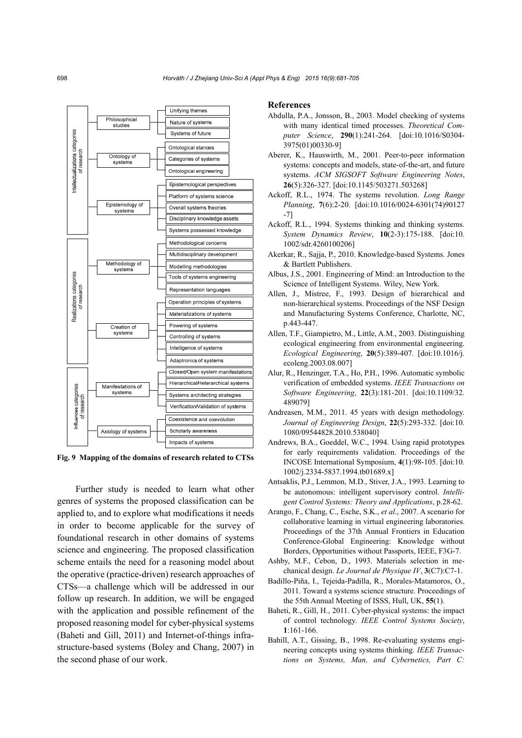- Intellectualizations categories of research
  - Philosophical studies
    - Unifying themes
    - Nature of systems
    - Systems of future
  - Ontology of systems
    - Ontological stances
    - Categories of systems
    - Ontological engineering
  - Epistemology of systems
    - Epistemological perspectives
    - Platform of systems science
    - Overall systems theories
    - Disciplinary knowledge assets
    - Systems possessed knowledge
- Realizations categories of research
  - Methodology of systems
    - Methodological concerns
    - Multidisciplinary development
    - Modelling methodologies
    - Tools of systems engineering
    - Representation languages
  - Creation of systems
    - Operation principles of systems
    - Materializations of systems
    - Powering of systems
    - Controlling of systems
    - Intelligence of systems
    - Adaptronics of systems
- Influence categories of research
  - Manifestations of systems
    - Closed/Open system manifestations
    - Hierarchical/Heterarchical systems
    - Systems architecting strategies
    - Verification/Validation of systems
  - Axiology of systems
    - Coexistence and coevolution
    - Scholarly awareness
    - Impacts of systems

**Fig. 9 Mapping of the domains of research related to CTSs**

Further study is needed to learn what other genres of systems the proposed classification can be applied to, and to explore what modifications it needs in order to become applicable for the survey of foundational research in other domains of systems science and engineering. The proposed classification scheme entails the need for a reasoning model about the operative (practice-driven) research approaches of CTSs—a challenge which will be addressed in our follow up research. In addition, we will be engaged with the application and possible refinement of the proposed reasoning model for cyber-physical systems (Baheti and Gill, 2011) and Internet-of-things infrastructure-based systems (Boley and Chang, 2007) in the second phase of our work.

## References

Abdulla, P.A., Jonsson, B., 2003. Model checking of systems with many identical timed processes. *Theoretical Computer Science*, **290**(1):241-264. [doi:10.1016/S0304-3975(01)00330-9]

Aberer, K., Hauswirth, M., 2001. Peer-to-peer information systems: concepts and models, state-of-the-art, and future systems. *ACM SIGSOFT Software Engineering Notes*, **26**(5):326-327. [doi:10.1145/503271.503268]

Ackoff, R.L., 1974. The systems revolution. *Long Range Planning*, **7**(6):2-20. [doi:10.1016/0024-6301(74)90127-7]

Ackoff, R.L., 1994. Systems thinking and thinking systems. *System Dynamics Review*, **10**(2-3):175-188. [doi:10.1002/sdr.4260100206]

Akerkar, R., Sajja, P., 2010. Knowledge-based Systems. Jones & Bartlett Publishers.

Albus, J.S., 2001. Engineering of Mind: an Introduction to the Science of Intelligent Systems. Wiley, New York.

Allen, J., Mistree, F., 1993. Design of hierarchical and non-hierarchical systems. Proceedings of the NSF Design and Manufacturing Systems Conference, Charlotte, NC, p.443-447.

Allen, T.F., Giampietro, M., Little, A.M., 2003. Distinguishing ecological engineering from environmental engineering. *Ecological Engineering*, **20**(5):389-407. [doi:10.1016/j.ecoleng.2003.08.007]

Alur, R., Henzinger, T.A., Ho, P.H., 1996. Automatic symbolic verification of embedded systems. *IEEE Transactions on Software Engineering*, **22**(3):181-201. [doi:10.1109/32.489079]

Andreasen, M.M., 2011. 45 years with design methodology. *Journal of Engineering Design*, **22**(5):293-332. [doi:10.1080/09544828.2010.538040]

Andrews, B.A., Goeddel, W.C., 1994. Using rapid prototypes for early requirements validation. Proceedings of the INCOSE International Symposium, **4**(1):98-105. [doi:10.1002/j.2334-5837.1994.tb01689.x]

Antsaklis, P.J., Lemmon, M.D., Stiver, J.A., 1993. Learning to be autonomous: intelligent supervisory control. *Intelligent Control Systems: Theory and Applications*, p.28-62.

Arango, F., Chang, C., Esche, S.K., *et al*., 2007. A scenario for collaborative learning in virtual engineering laboratories. Proceedings of the 37th Annual Frontiers in Education Conference-Global Engineering: Knowledge without Borders, Opportunities without Passports, IEEE, F3G-7.

Ashby, M.F., Cebon, D., 1993. Materials selection in mechanical design. *Le Journal de Physique IV*, **3**(C7):C7-1.

Badillo-Piña, I., Tejeida-Padilla, R., Morales-Matamoros, O., 2011. Toward a systems science structure. Proceedings of the 55th Annual Meeting of ISSS, Hull, UK, **55**(1).

Baheti, R., Gill, H., 2011. Cyber-physical systems: the impact of control technology. *IEEE Control Systems Society*, **1**:161-166.

Bahill, A.T., Gissing, B., 1998. Re-evaluating systems engineering concepts using systems thinking. *IEEE Transactions on Systems, Man, and Cybernetics, Part C:*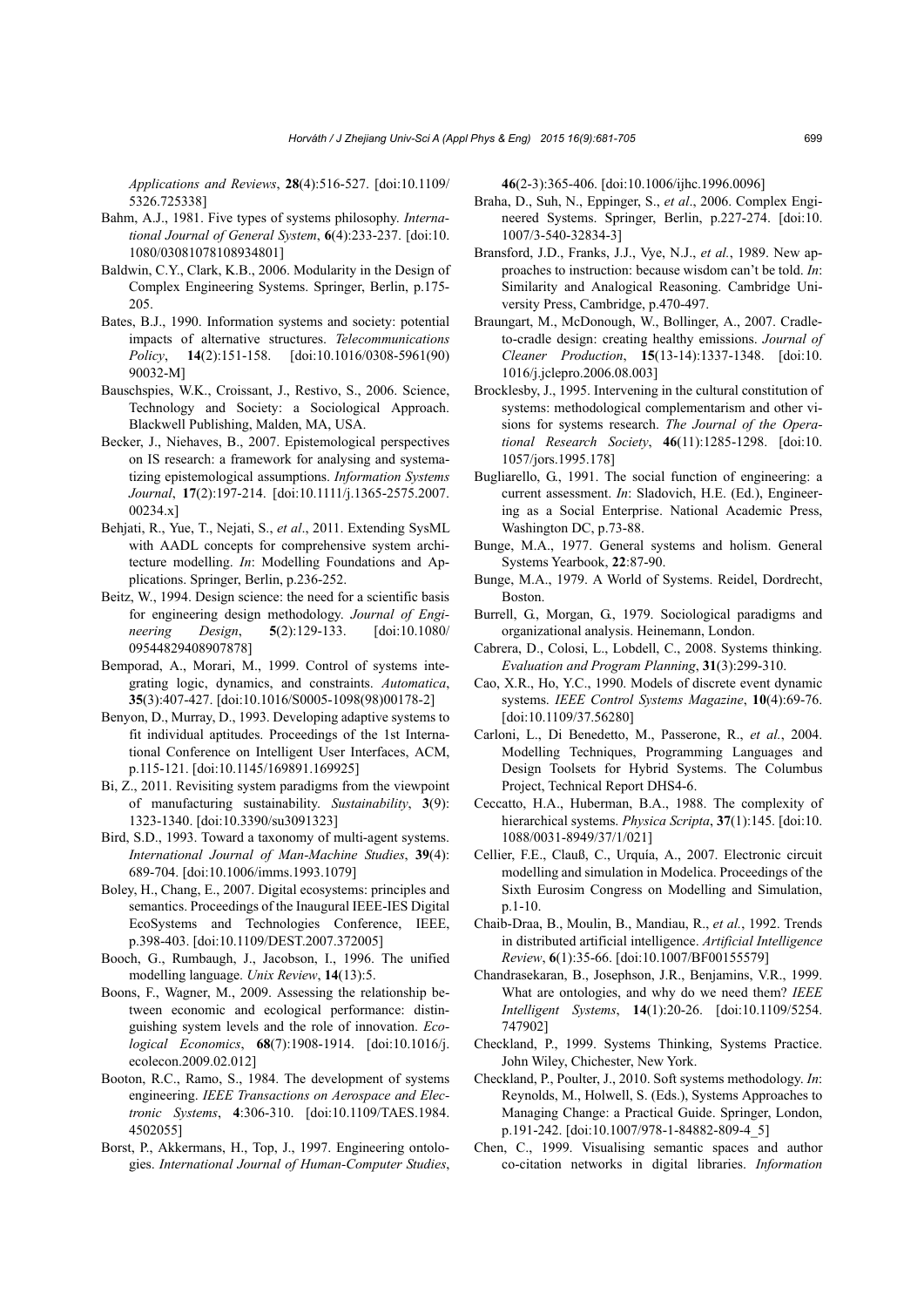*Applications and Reviews*, **28**(4):516-527. [doi:10.1109/5326.725338]

Bahm, A.J., 1981. Five types of systems philosophy. *International Journal of General System*, **6**(4):233-237. [doi:10.1080/03081078108934801]

Baldwin, C.Y., Clark, K.B., 2006. Modularity in the Design of Complex Engineering Systems. Springer, Berlin, p.175-205.

Bates, B.J., 1990. Information systems and society: potential impacts of alternative structures. *Telecommunications Policy*, **14**(2):151-158. [doi:10.1016/0308-5961(90)90032-M]

Bauschspies, W.K., Croissant, J., Restivo, S., 2006. Science, Technology and Society: a Sociological Approach. Blackwell Publishing, Malden, MA, USA.

Becker, J., Niehaves, B., 2007. Epistemological perspectives on IS research: a framework for analysing and systematizing epistemological assumptions. *Information Systems Journal*, **17**(2):197-214. [doi:10.1111/j.1365-2575.2007.00234.x]

Behjati, R., Yue, T., Nejati, S., *et al*., 2011. Extending SysML with AADL concepts for comprehensive system architecture modelling. *In*: Modelling Foundations and Applications. Springer, Berlin, p.236-252.

Beitz, W., 1994. Design science: the need for a scientific basis for engineering design methodology. *Journal of Engineering Design*, **5**(2):129-133. [doi:10.1080/09544829408907878]

Bemporad, A., Morari, M., 1999. Control of systems integrating logic, dynamics, and constraints. *Automatica*, **35**(3):407-427. [doi:10.1016/S0005-1098(98)00178-2]

Benyon, D., Murray, D., 1993. Developing adaptive systems to fit individual aptitudes. Proceedings of the 1st International Conference on Intelligent User Interfaces, ACM, p.115-121. [doi:10.1145/169891.169925]

Bi, Z., 2011. Revisiting system paradigms from the viewpoint of manufacturing sustainability. *Sustainability*, **3**(9):1323-1340. [doi:10.3390/su3091323]

Bird, S.D., 1993. Toward a taxonomy of multi-agent systems. *International Journal of Man-Machine Studies*, **39**(4):689-704. [doi:10.1006/imms.1993.1079]

Boley, H., Chang, E., 2007. Digital ecosystems: principles and semantics. Proceedings of the Inaugural IEEE-IES Digital EcoSystems and Technologies Conference, IEEE, p.398-403. [doi:10.1109/DEST.2007.372005]

Booch, G., Rumbaugh, J., Jacobson, I., 1996. The unified modelling language. *Unix Review*, **14**(13):5.

Boons, F., Wagner, M., 2009. Assessing the relationship between economic and ecological performance: distinguishing system levels and the role of innovation. *Ecological Economics*, **68**(7):1908-1914. [doi:10.1016/j.ecolecon.2009.02.012]

Booton, R.C., Ramo, S., 1984. The development of systems engineering. *IEEE Transactions on Aerospace and Electronic Systems*, **4**:306-310. [doi:10.1109/TAES.1984.4502055]

Borst, P., Akkermans, H., Top, J., 1997. Engineering ontologies. *International Journal of Human-Computer Studies*, **46**(2-3):365-406. [doi:10.1006/ijhc.1996.0096]

Braha, D., Suh, N., Eppinger, S., *et al*., 2006. Complex Engineered Systems. Springer, Berlin, p.227-274. [doi:10.1007/3-540-32834-3]

Bransford, J.D., Franks, J.J., Vye, N.J., *et al.*, 1989. New approaches to instruction: because wisdom can't be told. *In*: Similarity and Analogical Reasoning. Cambridge University Press, Cambridge, p.470-497.

Braungart, M., McDonough, W., Bollinger, A., 2007. Cradle-to-cradle design: creating healthy emissions. *Journal of Cleaner Production*, **15**(13-14):1337-1348. [doi:10.1016/j.jclepro.2006.08.003]

Brocklesby, J., 1995. Intervening in the cultural constitution of systems: methodological complementarism and other visions for systems research. *The Journal of the Operational Research Society*, **46**(11):1285-1298. [doi:10.1057/jors.1995.178]

Bugliarello, G., 1991. The social function of engineering: a current assessment. *In*: Sladovich, H.E. (Ed.), Engineering as a Social Enterprise. National Academic Press, Washington DC, p.73-88.

Bunge, M.A., 1977. General systems and holism. General Systems Yearbook, **22**:87-90.

Bunge, M.A., 1979. A World of Systems. Reidel, Dordrecht, Boston.

Burrell, G., Morgan, G., 1979. Sociological paradigms and organizational analysis. Heinemann, London.

Cabrera, D., Colosi, L., Lobdell, C., 2008. Systems thinking. *Evaluation and Program Planning*, **31**(3):299-310.

Cao, X.R., Ho, Y.C., 1990. Models of discrete event dynamic systems. *IEEE Control Systems Magazine*, **10**(4):69-76. [doi:10.1109/37.56280]

Carloni, L., Di Benedetto, M., Passerone, R., *et al.*, 2004. Modelling Techniques, Programming Languages and Design Toolsets for Hybrid Systems. The Columbus Project, Technical Report DHS4-6.

Ceccatto, H.A., Huberman, B.A., 1988. The complexity of hierarchical systems. *Physica Scripta*, **37**(1):145. [doi:10.1088/0031-8949/37/1/021]

Cellier, F.E., Clauß, C., Urquía, A., 2007. Electronic circuit modelling and simulation in Modelica. Proceedings of the Sixth Eurosim Congress on Modelling and Simulation, p.1-10.

Chaib-Draa, B., Moulin, B., Mandiau, R., *et al.*, 1992. Trends in distributed artificial intelligence. *Artificial Intelligence Review*, **6**(1):35-66. [doi:10.1007/BF00155579]

Chandrasekaran, B., Josephson, J.R., Benjamins, V.R., 1999. What are ontologies, and why do we need them? *IEEE Intelligent Systems*, **14**(1):20-26. [doi:10.1109/5254.747902]

Checkland, P., 1999. Systems Thinking, Systems Practice. John Wiley, Chichester, New York.

Checkland, P., Poulter, J., 2010. Soft systems methodology. *In*: Reynolds, M., Holwell, S. (Eds.), Systems Approaches to Managing Change: a Practical Guide. Springer, London, p.191-242. [doi:10.1007/978-1-84882-809-4_5]

Chen, C., 1999. Visualising semantic spaces and author co-citation networks in digital libraries. *Information*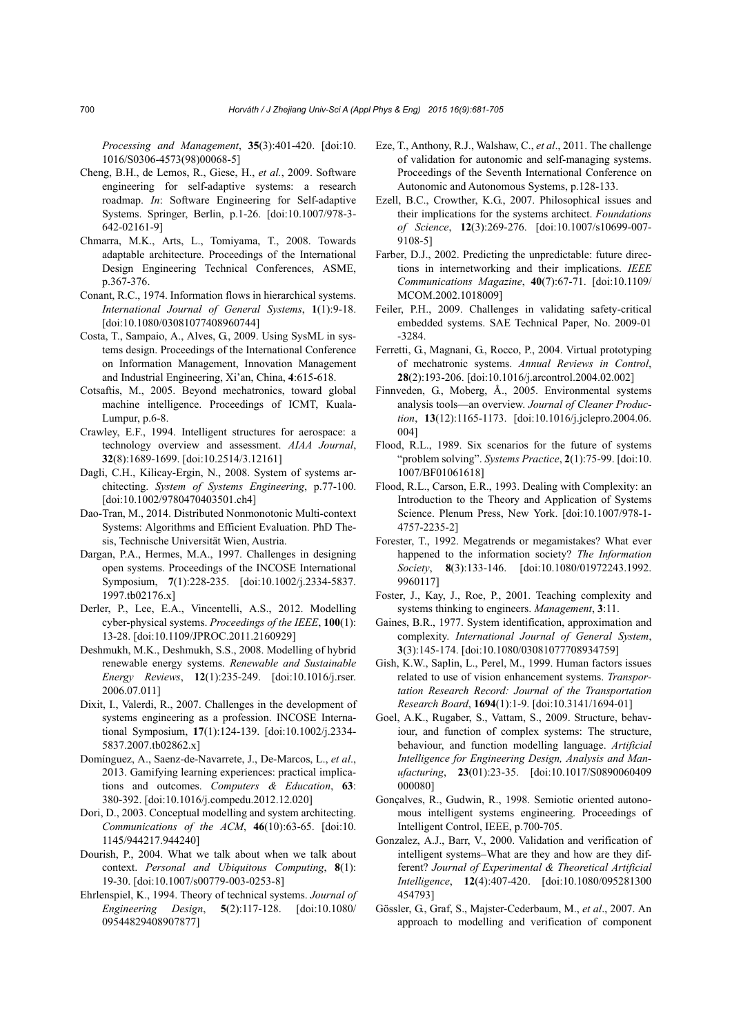*Processing and Management*, **35**(3):401-420. [doi:10.1016/S0306-4573(98)00068-5]

Cheng, B.H., de Lemos, R., Giese, H., *et al.*, 2009. Software engineering for self-adaptive systems: a research roadmap. *In*: Software Engineering for Self-adaptive Systems. Springer, Berlin, p.1-26. [doi:10.1007/978-3-642-02161-9]

Chmarra, M.K., Arts, L., Tomiyama, T., 2008. Towards adaptable architecture. Proceedings of the International Design Engineering Technical Conferences, ASME, p.367-376.

Conant, R.C., 1974. Information flows in hierarchical systems. *International Journal of General Systems*, **1**(1):9-18. [doi:10.1080/03081077408960744]

Costa, T., Sampaio, A., Alves, G., 2009. Using SysML in systems design. Proceedings of the International Conference on Information Management, Innovation Management and Industrial Engineering, Xi'an, China, **4**:615-618.

Cotsaftis, M., 2005. Beyond mechatronics, toward global machine intelligence. Proceedings of ICMT, Kuala-Lumpur, p.6-8.

Crawley, E.F., 1994. Intelligent structures for aerospace: a technology overview and assessment. *AIAA Journal*, **32**(8):1689-1699. [doi:10.2514/3.12161]

Dagli, C.H., Kilicay-Ergin, N., 2008. System of systems architecting. *System of Systems Engineering*, p.77-100. [doi:10.1002/9780470403501.ch4]

Dao-Tran, M., 2014. Distributed Nonmonotonic Multi-context Systems: Algorithms and Efficient Evaluation. PhD Thesis, Technische Universität Wien, Austria.

Dargan, P.A., Hermes, M.A., 1997. Challenges in designing open systems. Proceedings of the INCOSE International Symposium, **7**(1):228-235. [doi:10.1002/j.2334-5837.1997.tb02176.x]

Derler, P., Lee, E.A., Vincentelli, A.S., 2012. Modelling cyber-physical systems. *Proceedings of the IEEE*, **100**(1): 13-28. [doi:10.1109/JPROC.2011.2160929]

Deshmukh, M.K., Deshmukh, S.S., 2008. Modelling of hybrid renewable energy systems. *Renewable and Sustainable Energy Reviews*, **12**(1):235-249. [doi:10.1016/j.rser.2006.07.011]

Dixit, I., Valerdi, R., 2007. Challenges in the development of systems engineering as a profession. INCOSE International Symposium, **17**(1):124-139. [doi:10.1002/j.2334-5837.2007.tb02862.x]

Domínguez, A., Saenz-de-Navarrete, J., De-Marcos, L., *et al*., 2013. Gamifying learning experiences: practical implications and outcomes. *Computers & Education*, **63**: 380-392. [doi:10.1016/j.compedu.2012.12.020]

Dori, D., 2003. Conceptual modelling and system architecting. *Communications of the ACM*, **46**(10):63-65. [doi:10.1145/944217.944240]

Dourish, P., 2004. What we talk about when we talk about context. *Personal and Ubiquitous Computing*, **8**(1): 19-30. [doi:10.1007/s00779-003-0253-8]

Ehrlenspiel, K., 1994. Theory of technical systems. *Journal of Engineering Design*, **5**(2):117-128. [doi:10.1080/09544829408907877]

Eze, T., Anthony, R.J., Walshaw, C., *et al*., 2011. The challenge of validation for autonomic and self-managing systems. Proceedings of the Seventh International Conference on Autonomic and Autonomous Systems, p.128-133.

Ezell, B.C., Crowther, K.G., 2007. Philosophical issues and their implications for the systems architect. *Foundations of Science*, **12**(3):269-276. [doi:10.1007/s10699-007-9108-5]

Farber, D.J., 2002. Predicting the unpredictable: future directions in internetworking and their implications. *IEEE Communications Magazine*, **40**(7):67-71. [doi:10.1109/MCOM.2002.1018009]

Feiler, P.H., 2009. Challenges in validating safety-critical embedded systems. SAE Technical Paper, No. 2009-01-3284.

Ferretti, G., Magnani, G., Rocco, P., 2004. Virtual prototyping of mechatronic systems. *Annual Reviews in Control*, **28**(2):193-206. [doi:10.1016/j.arcontrol.2004.02.002]

Finnveden, G., Moberg, Å., 2005. Environmental systems analysis tools—an overview. *Journal of Cleaner Production*, **13**(12):1165-1173. [doi:10.1016/j.jclepro.2004.06.004]

Flood, R.L., 1989. Six scenarios for the future of systems "problem solving". *Systems Practice*, **2**(1):75-99. [doi:10.1007/BF01061618]

Flood, R.L., Carson, E.R., 1993. Dealing with Complexity: an Introduction to the Theory and Application of Systems Science. Plenum Press, New York. [doi:10.1007/978-1-4757-2235-2]

Forester, T., 1992. Megatrends or megamistakes? What ever happened to the information society? *The Information Society*, **8**(3):133-146. [doi:10.1080/01972243.1992.9960117]

Foster, J., Kay, J., Roe, P., 2001. Teaching complexity and systems thinking to engineers. *Management*, **3**:11.

Gaines, B.R., 1977. System identification, approximation and complexity. *International Journal of General System*, **3**(3):145-174. [doi:10.1080/03081077708934759]

Gish, K.W., Saplin, L., Perel, M., 1999. Human factors issues related to use of vision enhancement systems. *Transportation Research Record: Journal of the Transportation Research Board*, **1694**(1):1-9. [doi:10.3141/1694-01]

Goel, A.K., Rugaber, S., Vattam, S., 2009. Structure, behaviour, and function of complex systems: The structure, behaviour, and function modelling language. *Artificial Intelligence for Engineering Design, Analysis and Manufacturing*, **23**(01):23-35. [doi:10.1017/S0890060409000080]

Gonçalves, R., Gudwin, R., 1998. Semiotic oriented autonomous intelligent systems engineering. Proceedings of Intelligent Control, IEEE, p.700-705.

Gonzalez, A.J., Barr, V., 2000. Validation and verification of intelligent systems–What are they and how are they different? *Journal of Experimental & Theoretical Artificial Intelligence*, **12**(4):407-420. [doi:10.1080/095281300454793]

Gössler, G., Graf, S., Majster-Cederbaum, M., *et al*., 2007. An approach to modelling and verification of component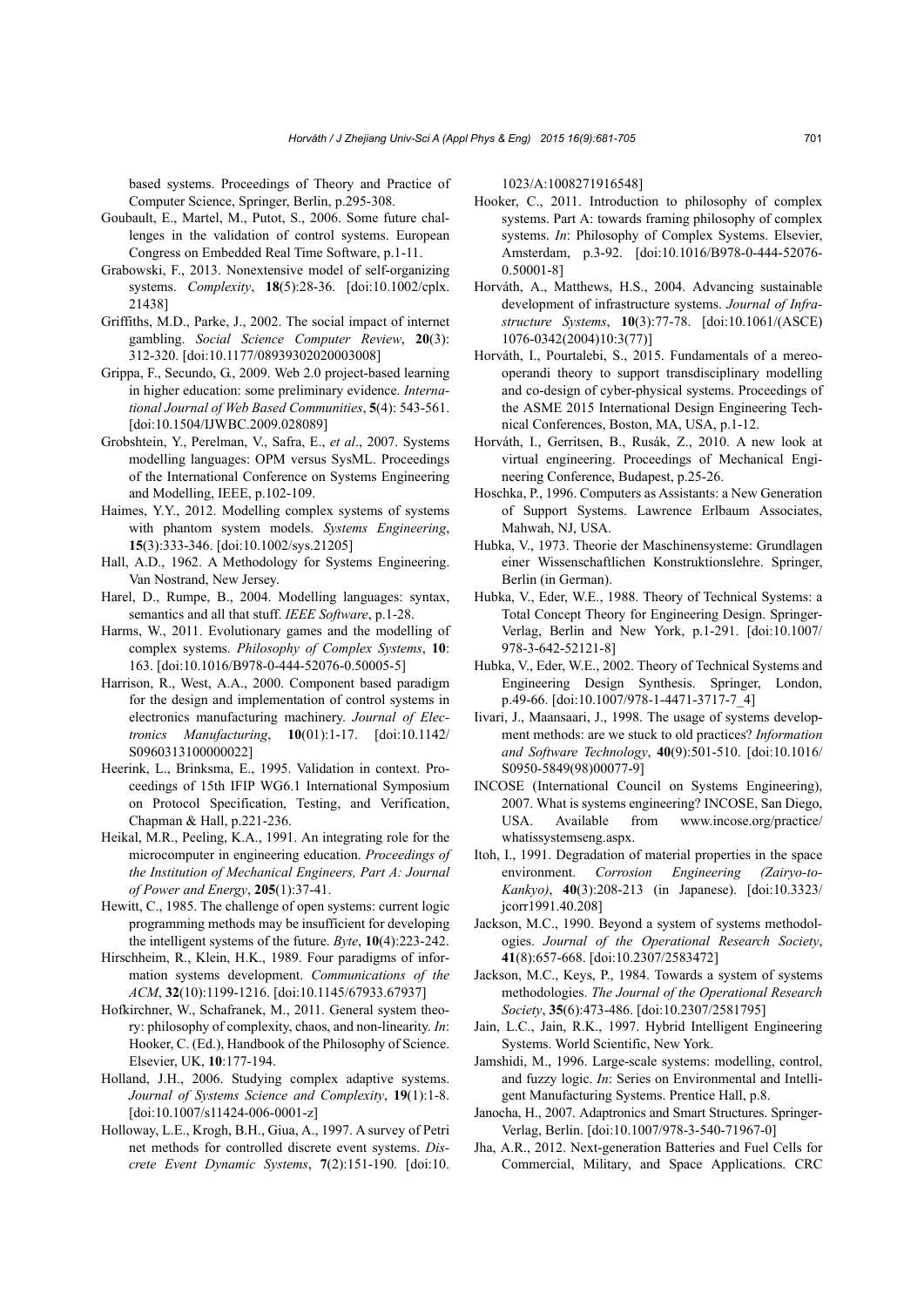based systems. Proceedings of Theory and Practice of Computer Science, Springer, Berlin, p.295-308.

Goubault, E., Martel, M., Putot, S., 2006. Some future challenges in the validation of control systems. European Congress on Embedded Real Time Software, p.1-11.

Grabowski, F., 2013. Nonextensive model of self-organizing systems. *Complexity*, **18**(5):28-36. [doi:10.1002/cplx.21438]

Griffiths, M.D., Parke, J., 2002. The social impact of internet gambling. *Social Science Computer Review*, **20**(3):312-320. [doi:10.1177/08939302020003008]

Grippa, F., Secundo, G., 2009. Web 2.0 project-based learning in higher education: some preliminary evidence. *International Journal of Web Based Communities*, **5**(4): 543-561. [doi:10.1504/IJWBC.2009.028089]

Grobshtein, Y., Perelman, V., Safra, E., *et al*., 2007. Systems modelling languages: OPM versus SysML. Proceedings of the International Conference on Systems Engineering and Modelling, IEEE, p.102-109.

Haimes, Y.Y., 2012. Modelling complex systems of systems with phantom system models. *Systems Engineering*, **15**(3):333-346. [doi:10.1002/sys.21205]

Hall, A.D., 1962. A Methodology for Systems Engineering. Van Nostrand, New Jersey.

Harel, D., Rumpe, B., 2004. Modelling languages: syntax, semantics and all that stuff. *IEEE Software*, p.1-28.

Harms, W., 2011. Evolutionary games and the modelling of complex systems. *Philosophy of Complex Systems*, **10**: 163. [doi:10.1016/B978-0-444-52076-0.50005-5]

Harrison, R., West, A.A., 2000. Component based paradigm for the design and implementation of control systems in electronics manufacturing machinery. *Journal of Electronics Manufacturing*, **10**(01):1-17. [doi:10.1142/S0960313100000022]

Heerink, L., Brinksma, E., 1995. Validation in context. Proceedings of 15th IFIP WG6.1 International Symposium on Protocol Specification, Testing, and Verification, Chapman & Hall, p.221-236.

Heikal, M.R., Peeling, K.A., 1991. An integrating role for the microcomputer in engineering education. *Proceedings of the Institution of Mechanical Engineers, Part A: Journal of Power and Energy*, **205**(1):37-41.

Hewitt, C., 1985. The challenge of open systems: current logic programming methods may be insufficient for developing the intelligent systems of the future. *Byte*, **10**(4):223-242.

Hirschheim, R., Klein, H.K., 1989. Four paradigms of information systems development. *Communications of the ACM*, **32**(10):1199-1216. [doi:10.1145/67933.67937]

Hofkirchner, W., Schafranek, M., 2011. General system theory: philosophy of complexity, chaos, and non-linearity. *In*: Hooker, C. (Ed.), Handbook of the Philosophy of Science. Elsevier, UK, **10**:177-194.

Holland, J.H., 2006. Studying complex adaptive systems. *Journal of Systems Science and Complexity*, **19**(1):1-8. [doi:10.1007/s11424-006-0001-z]

Holloway, L.E., Krogh, B.H., Giua, A., 1997. A survey of Petri net methods for controlled discrete event systems. *Discrete Event Dynamic Systems*, **7**(2):151-190. [doi:10.1023/A:1008271916548]

Hooker, C., 2011. Introduction to philosophy of complex systems. Part A: towards framing philosophy of complex systems. *In*: Philosophy of Complex Systems. Elsevier, Amsterdam, p.3-92. [doi:10.1016/B978-0-444-52076-0.50001-8]

Horváth, A., Matthews, H.S., 2004. Advancing sustainable development of infrastructure systems. *Journal of Infrastructure Systems*, **10**(3):77-78. [doi:10.1061/(ASCE)1076-0342(2004)10:3(77)]

Horváth, I., Pourtalebi, S., 2015. Fundamentals of a mereo-operandi theory to support transdisciplinary modelling and co-design of cyber-physical systems. Proceedings of the ASME 2015 International Design Engineering Technical Conferences, Boston, MA, USA, p.1-12.

Horváth, I., Gerritsen, B., Rusák, Z., 2010. A new look at virtual engineering. Proceedings of Mechanical Engineering Conference, Budapest, p.25-26.

Hoschka, P., 1996. Computers as Assistants: a New Generation of Support Systems. Lawrence Erlbaum Associates, Mahwah, NJ, USA.

Hubka, V., 1973. Theorie der Maschinensysteme: Grundlagen einer Wissenschaftlichen Konstruktionslehre. Springer, Berlin (in German).

Hubka, V., Eder, W.E., 1988. Theory of Technical Systems: a Total Concept Theory for Engineering Design. Springer-Verlag, Berlin and New York, p.1-291. [doi:10.1007/978-3-642-52121-8]

Hubka, V., Eder, W.E., 2002. Theory of Technical Systems and Engineering Design Synthesis. Springer, London, p.49-66. [doi:10.1007/978-1-4471-3717-7_4]

Iivari, J., Maansaari, J., 1998. The usage of systems development methods: are we stuck to old practices? *Information and Software Technology*, **40**(9):501-510. [doi:10.1016/S0950-5849(98)00077-9]

INCOSE (International Council on Systems Engineering), 2007. What is systems engineering? INCOSE, San Diego, USA. Available from www.incose.org/practice/whatissystemseng.aspx.

Itoh, I., 1991. Degradation of material properties in the space environment. *Corrosion Engineering (Zairyo-to-Kankyo)*, **40**(3):208-213 (in Japanese). [doi:10.3323/jcorr1991.40.208]

Jackson, M.C., 1990. Beyond a system of systems methodologies. *Journal of the Operational Research Society*, **41**(8):657-668. [doi:10.2307/2583472]

Jackson, M.C., Keys, P., 1984. Towards a system of systems methodologies. *The Journal of the Operational Research Society*, **35**(6):473-486. [doi:10.2307/2581795]

Jain, L.C., Jain, R.K., 1997. Hybrid Intelligent Engineering Systems. World Scientific, New York.

Jamshidi, M., 1996. Large-scale systems: modelling, control, and fuzzy logic. *In*: Series on Environmental and Intelligent Manufacturing Systems. Prentice Hall, p.8.

Janocha, H., 2007. Adaptronics and Smart Structures. Springer-Verlag, Berlin. [doi:10.1007/978-3-540-71967-0]

Jha, A.R., 2012. Next-generation Batteries and Fuel Cells for Commercial, Military, and Space Applications. CRC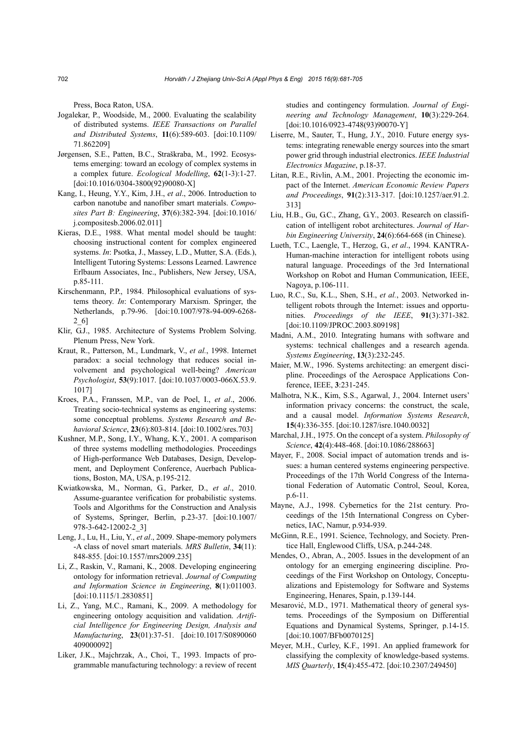Press, Boca Raton, USA.

Jogalekar, P., Woodside, M., 2000. Evaluating the scalability of distributed systems. *IEEE Transactions on Parallel and Distributed Systems*, **11**(6):589-603. [doi:10.1109/71.862209]

Jørgensen, S.E., Patten, B.C., Straškraba, M., 1992. Ecosystems emerging: toward an ecology of complex systems in a complex future. *Ecological Modelling*, **62**(1-3):1-27. [doi:10.1016/0304-3800(92)90080-X]

Kang, I., Heung, Y.Y., Kim, J.H., *et al*., 2006. Introduction to carbon nanotube and nanofiber smart materials. *Composites Part B: Engineering*, **37**(6):382-394. [doi:10.1016/j.compositesb.2006.02.011]

Kieras, D.E., 1988. What mental model should be taught: choosing instructional content for complex engineered systems. *In*: Psotka, J., Massey, L.D., Mutter, S.A. (Eds.), Intelligent Tutoring Systems: Lessons Learned. Lawrence Erlbaum Associates, Inc., Publishers, New Jersey, USA, p.85-111.

Kirschenmann, P.P., 1984. Philosophical evaluations of systems theory. *In*: Contemporary Marxism. Springer, the Netherlands, p.79-96. [doi:10.1007/978-94-009-6268-2_6]

Klir, G.J., 1985. Architecture of Systems Problem Solving. Plenum Press, New York.

Kraut, R., Patterson, M., Lundmark, V., *et al.*, 1998. Internet paradox: a social technology that reduces social involvement and psychological well-being? *American Psychologist*, **53**(9):1017. [doi:10.1037/0003-066X.53.9.1017]

Kroes, P.A., Franssen, M.P., van de Poel, I., *et al*., 2006. Treating socio-technical systems as engineering systems: some conceptual problems. *Systems Research and Behavioral Science*, **23**(6):803-814. [doi:10.1002/sres.703]

Kushner, M.P., Song, I.Y., Whang, K.Y., 2001. A comparison of three systems modelling methodologies. Proceedings of High-performance Web Databases, Design, Development, and Deployment Conference, Auerbach Publications, Boston, MA, USA, p.195-212.

Kwiatkowska, M., Norman, G., Parker, D., *et al*., 2010. Assume-guarantee verification for probabilistic systems. Tools and Algorithms for the Construction and Analysis of Systems, Springer, Berlin, p.23-37. [doi:10.1007/978-3-642-12002-2_3]

Leng, J., Lu, H., Liu, Y., *et al*., 2009. Shape-memory polymers -A class of novel smart materials. *MRS Bulletin*, **34**(11):848-855. [doi:10.1557/mrs2009.235]

Li, Z., Raskin, V., Ramani, K., 2008. Developing engineering ontology for information retrieval. *Journal of Computing and Information Science in Engineering*, **8**(1):011003. [doi:10.1115/1.2830851]

Li, Z., Yang, M.C., Ramani, K., 2009. A methodology for engineering ontology acquisition and validation. *Artificial Intelligence for Engineering Design, Analysis and Manufacturing*, **23**(01):37-51. [doi:10.1017/S0890060409000092]

Liker, J.K., Majchrzak, A., Choi, T., 1993. Impacts of programmable manufacturing technology: a review of recent studies and contingency formulation. *Journal of Engineering and Technology Management*, **10**(3):229-264. [doi:10.1016/0923-4748(93)90070-Y]

Liserre, M., Sauter, T., Hung, J.Y., 2010. Future energy systems: integrating renewable energy sources into the smart power grid through industrial electronics. *IEEE Industrial Electronics Magazine*, p.18-37.

Litan, R.E., Rivlin, A.M., 2001. Projecting the economic impact of the Internet. *American Economic Review Papers and Proceedings*, **91**(2):313-317. [doi:10.1257/aer.91.2.313]

Liu, H.B., Gu, G.C., Zhang, G.Y., 2003. Research on classification of intelligent robot architectures. *Journal of Harbin Engineering University*, **24**(6):664-668 (in Chinese).

Lueth, T.C., Laengle, T., Herzog, G., *et al*., 1994. KANTRA-Human-machine interaction for intelligent robots using natural language. Proceedings of the 3rd International Workshop on Robot and Human Communication, IEEE, Nagoya, p.106-111.

Luo, R.C., Su, K.L., Shen, S.H., *et al.*, 2003. Networked intelligent robots through the Internet: issues and opportunities. *Proceedings of the IEEE*, **91**(3):371-382. [doi:10.1109/JPROC.2003.809198]

Madni, A.M., 2010. Integrating humans with software and systems: technical challenges and a research agenda. *Systems Engineering*, **13**(3):232-245.

Maier, M.W., 1996. Systems architecting: an emergent discipline. Proceedings of the Aerospace Applications Conference, IEEE, **3**:231-245.

Malhotra, N.K., Kim, S.S., Agarwal, J., 2004. Internet users' information privacy concerns: the construct, the scale, and a causal model. *Information Systems Research*, **15**(4):336-355. [doi:10.1287/isre.1040.0032]

Marchal, J.H., 1975. On the concept of a system. *Philosophy of Science*, **42**(4):448-468. [doi:10.1086/288663]

Mayer, F., 2008. Social impact of automation trends and issues: a human centered systems engineering perspective. Proceedings of the 17th World Congress of the International Federation of Automatic Control, Seoul, Korea, p.6-11.

Mayne, A.J., 1998. Cybernetics for the 21st century. Proceedings of the 15th International Congress on Cybernetics, IAC, Namur, p.934-939.

McGinn, R.E., 1991. Science, Technology, and Society. Prentice Hall, Englewood Cliffs, USA, p.244-248.

Mendes, O., Abran, A., 2005. Issues in the development of an ontology for an emerging engineering discipline. Proceedings of the First Workshop on Ontology, Conceptualizations and Epistemology for Software and Systems Engineering, Henares, Spain, p.139-144.

Mesarović, M.D., 1971. Mathematical theory of general systems. Proceedings of the Symposium on Differential Equations and Dynamical Systems, Springer, p.14-15. [doi:10.1007/BFb0070125]

Meyer, M.H., Curley, K.F., 1991. An applied framework for classifying the complexity of knowledge-based systems. *MIS Quarterly*, **15**(4):455-472. [doi:10.2307/249450]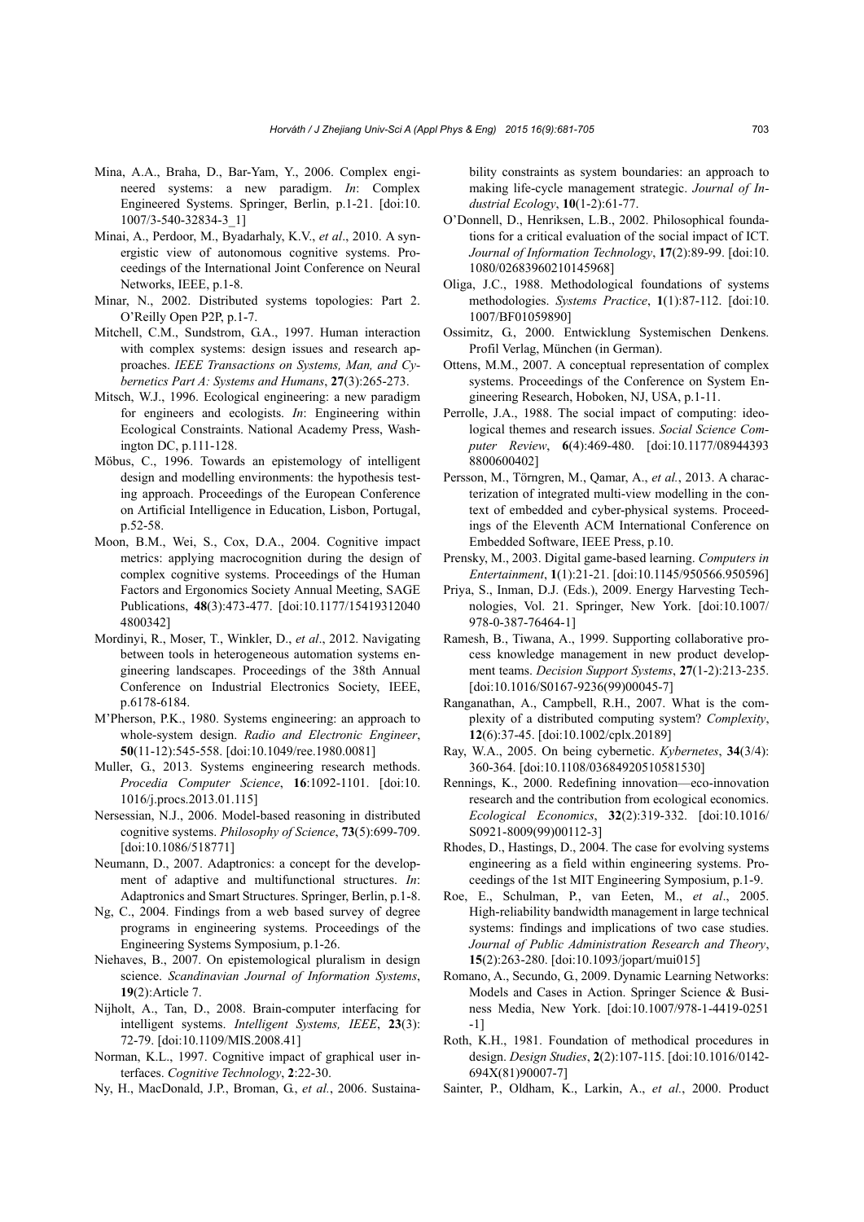Mina, A.A., Braha, D., Bar-Yam, Y., 2006. Complex engineered systems: a new paradigm. *In*: Complex Engineered Systems. Springer, Berlin, p.1-21. [doi:10.1007/3-540-32834-3_1]

Minai, A., Perdoor, M., Byadarhaly, K.V., *et al*., 2010. A synergistic view of autonomous cognitive systems. Proceedings of the International Joint Conference on Neural Networks, IEEE, p.1-8.

Minar, N., 2002. Distributed systems topologies: Part 2. O'Reilly Open P2P, p.1-7.

Mitchell, C.M., Sundstrom, G.A., 1997. Human interaction with complex systems: design issues and research approaches. *IEEE Transactions on Systems, Man, and Cybernetics Part A: Systems and Humans*, **27**(3):265-273.

Mitsch, W.J., 1996. Ecological engineering: a new paradigm for engineers and ecologists. *In*: Engineering within Ecological Constraints. National Academy Press, Washington DC, p.111-128.

Möbus, C., 1996. Towards an epistemology of intelligent design and modelling environments: the hypothesis testing approach. Proceedings of the European Conference on Artificial Intelligence in Education, Lisbon, Portugal, p.52-58.

Moon, B.M., Wei, S., Cox, D.A., 2004. Cognitive impact metrics: applying macrocognition during the design of complex cognitive systems. Proceedings of the Human Factors and Ergonomics Society Annual Meeting, SAGE Publications, **48**(3):473-477. [doi:10.1177/154193120404800342]

Mordinyi, R., Moser, T., Winkler, D., *et al*., 2012. Navigating between tools in heterogeneous automation systems engineering landscapes. Proceedings of the 38th Annual Conference on Industrial Electronics Society, IEEE, p.6178-6184.

M'Pherson, P.K., 1980. Systems engineering: an approach to whole-system design. *Radio and Electronic Engineer*, **50**(11-12):545-558. [doi:10.1049/ree.1980.0081]

Muller, G., 2013. Systems engineering research methods. *Procedia Computer Science*, **16**:1092-1101. [doi:10.1016/j.procs.2013.01.115]

Nersessian, N.J., 2006. Model-based reasoning in distributed cognitive systems. *Philosophy of Science*, **73**(5):699-709. [doi:10.1086/518771]

Neumann, D., 2007. Adaptronics: a concept for the development of adaptive and multifunctional structures. *In*: Adaptronics and Smart Structures. Springer, Berlin, p.1-8.

Ng, C., 2004. Findings from a web based survey of degree programs in engineering systems. Proceedings of the Engineering Systems Symposium, p.1-26.

Niehaves, B., 2007. On epistemological pluralism in design science. *Scandinavian Journal of Information Systems*, **19**(2):Article 7.

Nijholt, A., Tan, D., 2008. Brain-computer interfacing for intelligent systems. *Intelligent Systems, IEEE*, **23**(3):72-79. [doi:10.1109/MIS.2008.41]

Norman, K.L., 1997. Cognitive impact of graphical user interfaces. *Cognitive Technology*, **2**:22-30.

Ny, H., MacDonald, J.P., Broman, G., *et al.*, 2006. Sustainability constraints as system boundaries: an approach to making life-cycle management strategic. *Journal of Industrial Ecology*, **10**(1-2):61-77.

O'Donnell, D., Henriksen, L.B., 2002. Philosophical foundations for a critical evaluation of the social impact of ICT. *Journal of Information Technology*, **17**(2):89-99. [doi:10.1080/02683960210145968]

Oliga, J.C., 1988. Methodological foundations of systems methodologies. *Systems Practice*, **1**(1):87-112. [doi:10.1007/BF01059890]

Ossimitz, G., 2000. Entwicklung Systemischen Denkens. Profil Verlag, München (in German).

Ottens, M.M., 2007. A conceptual representation of complex systems. Proceedings of the Conference on System Engineering Research, Hoboken, NJ, USA, p.1-11.

Perrolle, J.A., 1988. The social impact of computing: ideological themes and research issues. *Social Science Computer Review*, **6**(4):469-480. [doi:10.1177/089443938800600402]

Persson, M., Törngren, M., Qamar, A., *et al.*, 2013. A characterization of integrated multi-view modelling in the context of embedded and cyber-physical systems. Proceedings of the Eleventh ACM International Conference on Embedded Software, IEEE Press, p.10.

Prensky, M., 2003. Digital game-based learning. *Computers in Entertainment*, **1**(1):21-21. [doi:10.1145/950566.950596]

Priya, S., Inman, D.J. (Eds.), 2009. Energy Harvesting Technologies, Vol. 21. Springer, New York. [doi:10.1007/978-0-387-76464-1]

Ramesh, B., Tiwana, A., 1999. Supporting collaborative process knowledge management in new product development teams. *Decision Support Systems*, **27**(1-2):213-235. [doi:10.1016/S0167-9236(99)00045-7]

Ranganathan, A., Campbell, R.H., 2007. What is the complexity of a distributed computing system? *Complexity*, **12**(6):37-45. [doi:10.1002/cplx.20189]

Ray, W.A., 2005. On being cybernetic. *Kybernetes*, **34**(3/4):360-364. [doi:10.1108/03684920510581530]

Rennings, K., 2000. Redefining innovation—eco-innovation research and the contribution from ecological economics. *Ecological Economics*, **32**(2):319-332. [doi:10.1016/S0921-8009(99)00112-3]

Rhodes, D., Hastings, D., 2004. The case for evolving systems engineering as a field within engineering systems. Proceedings of the 1st MIT Engineering Symposium, p.1-9.

Roe, E., Schulman, P., van Eeten, M., *et al*., 2005. High-reliability bandwidth management in large technical systems: findings and implications of two case studies. *Journal of Public Administration Research and Theory*, **15**(2):263-280. [doi:10.1093/jopart/mui015]

Romano, A., Secundo, G., 2009. Dynamic Learning Networks: Models and Cases in Action. Springer Science & Business Media, New York. [doi:10.1007/978-1-4419-0251-1]

Roth, K.H., 1981. Foundation of methodical procedures in design. *Design Studies*, **2**(2):107-115. [doi:10.1016/0142-694X(81)90007-7]

Sainter, P., Oldham, K., Larkin, A., *et al.*, 2000. Product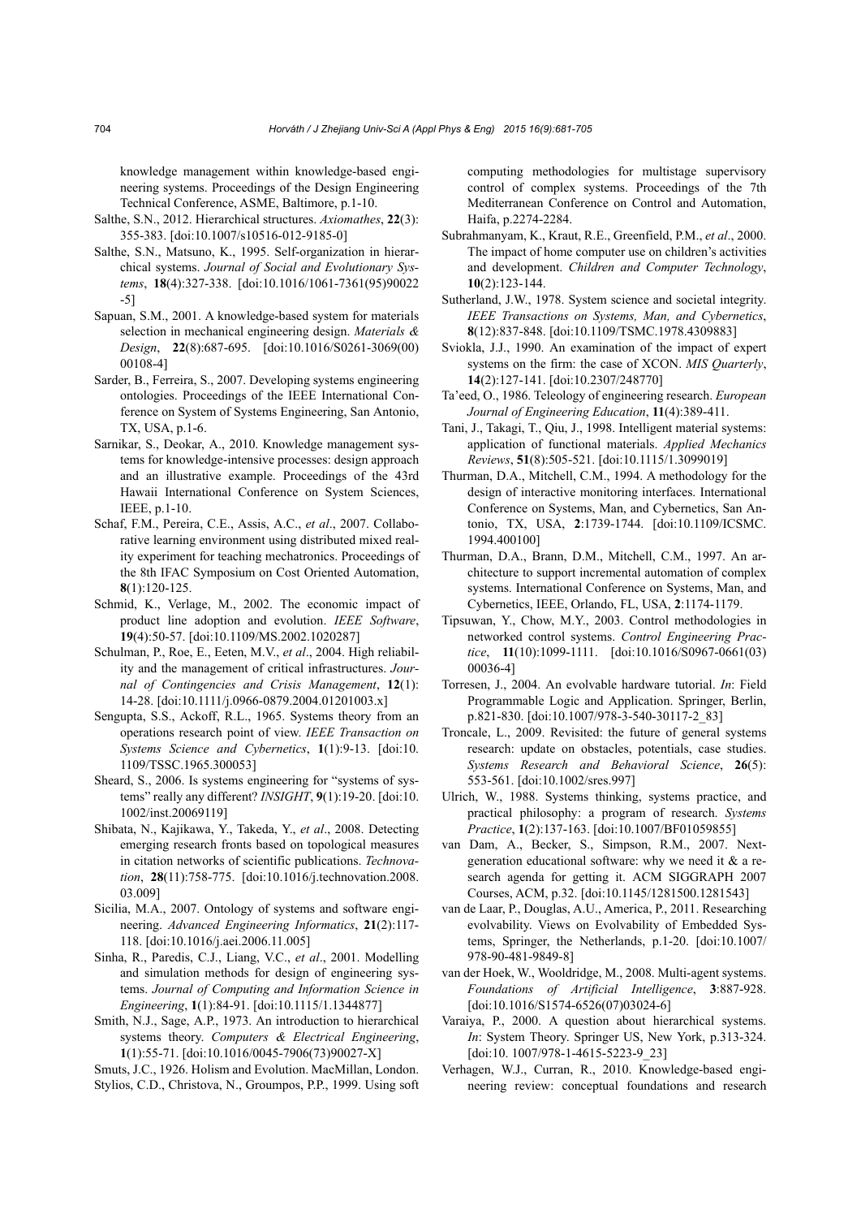knowledge management within knowledge-based engineering systems. Proceedings of the Design Engineering Technical Conference, ASME, Baltimore, p.1-10.

Salthe, S.N., 2012. Hierarchical structures. *Axiomathes*, **22**(3): 355-383. [doi:10.1007/s10516-012-9185-0]

Salthe, S.N., Matsuno, K., 1995. Self-organization in hierarchical systems. *Journal of Social and Evolutionary Systems*, **18**(4):327-338. [doi:10.1016/1061-7361(95)90022-5]

Sapuan, S.M., 2001. A knowledge-based system for materials selection in mechanical engineering design. *Materials & Design*, **22**(8):687-695. [doi:10.1016/S0261-3069(00)00108-4]

Sarder, B., Ferreira, S., 2007. Developing systems engineering ontologies. Proceedings of the IEEE International Conference on System of Systems Engineering, San Antonio, TX, USA, p.1-6.

Sarnikar, S., Deokar, A., 2010. Knowledge management systems for knowledge-intensive processes: design approach and an illustrative example. Proceedings of the 43rd Hawaii International Conference on System Sciences, IEEE, p.1-10.

Schaf, F.M., Pereira, C.E., Assis, A.C., *et al*., 2007. Collaborative learning environment using distributed mixed reality experiment for teaching mechatronics. Proceedings of the 8th IFAC Symposium on Cost Oriented Automation, **8**(1):120-125.

Schmid, K., Verlage, M., 2002. The economic impact of product line adoption and evolution. *IEEE Software*, **19**(4):50-57. [doi:10.1109/MS.2002.1020287]

Schulman, P., Roe, E., Eeten, M.V., *et al*., 2004. High reliability and the management of critical infrastructures. *Journal of Contingencies and Crisis Management*, **12**(1): 14-28. [doi:10.1111/j.0966-0879.2004.01201003.x]

Sengupta, S.S., Ackoff, R.L., 1965. Systems theory from an operations research point of view. *IEEE Transaction on Systems Science and Cybernetics*, **1**(1):9-13. [doi:10.1109/TSSC.1965.300053]

Sheard, S., 2006. Is systems engineering for "systems of systems" really any different? *INSIGHT*, **9**(1):19-20. [doi:10.1002/inst.20069119]

Shibata, N., Kajikawa, Y., Takeda, Y., *et al*., 2008. Detecting emerging research fronts based on topological measures in citation networks of scientific publications. *Technovation*, **28**(11):758-775. [doi:10.1016/j.technovation.2008.03.009]

Sicilia, M.A., 2007. Ontology of systems and software engineering. *Advanced Engineering Informatics*, **21**(2):117-118. [doi:10.1016/j.aei.2006.11.005]

Sinha, R., Paredis, C.J., Liang, V.C., *et al*., 2001. Modelling and simulation methods for design of engineering systems. *Journal of Computing and Information Science in Engineering*, **1**(1):84-91. [doi:10.1115/1.1344877]

Smith, N.J., Sage, A.P., 1973. An introduction to hierarchical systems theory. *Computers & Electrical Engineering*, **1**(1):55-71. [doi:10.1016/0045-7906(73)90027-X]

Smuts, J.C., 1926. Holism and Evolution. MacMillan, London.

Stylios, C.D., Christova, N., Groumpos, P.P., 1999. Using soft computing methodologies for multistage supervisory control of complex systems. Proceedings of the 7th Mediterranean Conference on Control and Automation, Haifa, p.2274-2284.

Subrahmanyam, K., Kraut, R.E., Greenfield, P.M., *et al*., 2000. The impact of home computer use on children's activities and development. *Children and Computer Technology*, **10**(2):123-144.

Sutherland, J.W., 1978. System science and societal integrity. *IEEE Transactions on Systems, Man, and Cybernetics*, **8**(12):837-848. [doi:10.1109/TSMC.1978.4309883]

Sviokla, J.J., 1990. An examination of the impact of expert systems on the firm: the case of XCON. *MIS Quarterly*, **14**(2):127-141. [doi:10.2307/248770]

Ta'eed, O., 1986. Teleology of engineering research. *European Journal of Engineering Education*, **11**(4):389-411.

Tani, J., Takagi, T., Qiu, J., 1998. Intelligent material systems: application of functional materials. *Applied Mechanics Reviews*, **51**(8):505-521. [doi:10.1115/1.3099019]

Thurman, D.A., Mitchell, C.M., 1994. A methodology for the design of interactive monitoring interfaces. International Conference on Systems, Man, and Cybernetics, San Antonio, TX, USA, **2**:1739-1744. [doi:10.1109/ICSMC.1994.400100]

Thurman, D.A., Brann, D.M., Mitchell, C.M., 1997. An architecture to support incremental automation of complex systems. International Conference on Systems, Man, and Cybernetics, IEEE, Orlando, FL, USA, **2**:1174-1179.

Tipsuwan, Y., Chow, M.Y., 2003. Control methodologies in networked control systems. *Control Engineering Practice*, **11**(10):1099-1111. [doi:10.1016/S0967-0661(03)00036-4]

Torresen, J., 2004. An evolvable hardware tutorial. *In*: Field Programmable Logic and Application. Springer, Berlin, p.821-830. [doi:10.1007/978-3-540-30117-2_83]

Troncale, L., 2009. Revisited: the future of general systems research: update on obstacles, potentials, case studies. *Systems Research and Behavioral Science*, **26**(5): 553-561. [doi:10.1002/sres.997]

Ulrich, W., 1988. Systems thinking, systems practice, and practical philosophy: a program of research. *Systems Practice*, **1**(2):137-163. [doi:10.1007/BF01059855]

van Dam, A., Becker, S., Simpson, R.M., 2007. Next-generation educational software: why we need it & a research agenda for getting it. ACM SIGGRAPH 2007 Courses, ACM, p.32. [doi:10.1145/1281500.1281543]

van de Laar, P., Douglas, A.U., America, P., 2011. Researching evolvability. Views on Evolvability of Embedded Systems, Springer, the Netherlands, p.1-20. [doi:10.1007/978-90-481-9849-8]

van der Hoek, W., Wooldridge, M., 2008. Multi-agent systems. *Foundations of Artificial Intelligence*, **3**:887-928. [doi:10.1016/S1574-6526(07)03024-6]

Varaiya, P., 2000. A question about hierarchical systems. *In*: System Theory. Springer US, New York, p.313-324. [doi:10. 1007/978-1-4615-5223-9_23]

Verhagen, W.J., Curran, R., 2010. Knowledge-based engineering review: conceptual foundations and research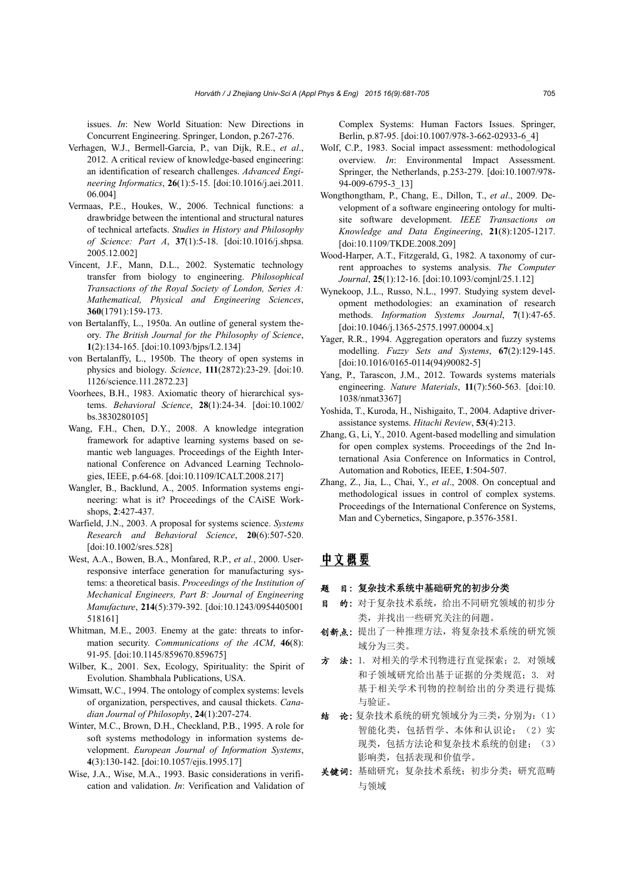issues. *In*: New World Situation: New Directions in Concurrent Engineering. Springer, London, p.267-276.

Verhagen, W.J., Bermell-Garcia, P., van Dijk, R.E., *et al*., 2012. A critical review of knowledge-based engineering: an identification of research challenges. *Advanced Engineering Informatics*, **26**(1):5-15. [doi:10.1016/j.aei.2011.06.004]

Vermaas, P.E., Houkes, W., 2006. Technical functions: a drawbridge between the intentional and structural natures of technical artefacts. *Studies in History and Philosophy of Science: Part A*, **37**(1):5-18. [doi:10.1016/j.shpsa.2005.12.002]

Vincent, J.F., Mann, D.L., 2002. Systematic technology transfer from biology to engineering. *Philosophical Transactions of the Royal Society of London, Series A: Mathematical, Physical and Engineering Sciences*, **360**(1791):159-173.

von Bertalanffy, L., 1950a. An outline of general system theory. *The British Journal for the Philosophy of Science*, **1**(2):134-165. [doi:10.1093/bjps/I.2.134]

von Bertalanffy, L., 1950b. The theory of open systems in physics and biology. *Science*, **111**(2872):23-29. [doi:10.1126/science.111.2872.23]

Voorhees, B.H., 1983. Axiomatic theory of hierarchical systems. *Behavioral Science*, **28**(1):24-34. [doi:10.1002/bs.3830280105]

Wang, F.H., Chen, D.Y., 2008. A knowledge integration framework for adaptive learning systems based on semantic web languages. Proceedings of the Eighth International Conference on Advanced Learning Technologies, IEEE, p.64-68. [doi:10.1109/ICALT.2008.217]

Wangler, B., Backlund, A., 2005. Information systems engineering: what is it? Proceedings of the CAiSE Workshops, **2**:427-437.

Warfield, J.N., 2003. A proposal for systems science. *Systems Research and Behavioral Science*, **20**(6):507-520. [doi:10.1002/sres.528]

West, A.A., Bowen, B.A., Monfared, R.P., *et al.*, 2000. User-responsive interface generation for manufacturing systems: a theoretical basis. *Proceedings of the Institution of Mechanical Engineers, Part B: Journal of Engineering Manufacture*, **214**(5):379-392. [doi:10.1243/0954405001518161]

Whitman, M.E., 2003. Enemy at the gate: threats to information security. *Communications of the ACM*, **46**(8):91-95. [doi:10.1145/859670.859675]

Wilber, K., 2001. Sex, Ecology, Spirituality: the Spirit of Evolution. Shambhala Publications, USA.

Wimsatt, W.C., 1994. The ontology of complex systems: levels of organization, perspectives, and causal thickets. *Canadian Journal of Philosophy*, **24**(1):207-274.

Winter, M.C., Brown, D.H., Checkland, P.B., 1995. A role for soft systems methodology in information systems development. *European Journal of Information Systems*, **4**(3):130-142. [doi:10.1057/ejis.1995.17]

Wise, J.A., Wise, M.A., 1993. Basic considerations in verification and validation. *In*: Verification and Validation of Complex Systems: Human Factors Issues. Springer, Berlin, p.87-95. [doi:10.1007/978-3-662-02933-6_4]

Wolf, C.P., 1983. Social impact assessment: methodological overview. *In*: Environmental Impact Assessment. Springer, the Netherlands, p.253-279. [doi:10.1007/978-94-009-6795-3_13]

Wongthongtham, P., Chang, E., Dillon, T., *et al*., 2009. Development of a software engineering ontology for multisite software development. *IEEE Transactions on Knowledge and Data Engineering*, **21**(8):1205-1217. [doi:10.1109/TKDE.2008.209]

Wood-Harper, A.T., Fitzgerald, G., 1982. A taxonomy of current approaches to systems analysis. *The Computer Journal*, **25**(1):12-16. [doi:10.1093/comjnl/25.1.12]

Wynekoop, J.L., Russo, N.L., 1997. Studying system development methodologies: an examination of research methods. *Information Systems Journal*, **7**(1):47-65. [doi:10.1046/j.1365-2575.1997.00004.x]

Yager, R.R., 1994. Aggregation operators and fuzzy systems modelling. *Fuzzy Sets and Systems*, **67**(2):129-145. [doi:10.1016/0165-0114(94)90082-5]

Yang, P., Tarascon, J.M., 2012. Towards systems materials engineering. *Nature Materials*, **11**(7):560-563. [doi:10.1038/nmat3367]

Yoshida, T., Kuroda, H., Nishigaito, T., 2004. Adaptive driver-assistance systems. *Hitachi Review*, **53**(4):213.

Zhang, G., Li, Y., 2010. Agent-based modelling and simulation for open complex systems. Proceedings of the 2nd International Asia Conference on Informatics in Control, Automation and Robotics, IEEE, **1**:504-507.

Zhang, Z., Jia, L., Chai, Y., *et al*., 2008. On conceptual and methodological issues in control of complex systems. Proceedings of the International Conference on Systems, Man and Cybernetics, Singapore, p.3576-3581.

## 中文概要

**题　目：复杂技术系统中基础研究的初步分类**

**目　的：** 对于复杂技术系统，给出不同研究领域的初步分类，并找出一些研究关注的问题。

**创新点：** 提出了一种推理方法，将复杂技术系统的研究领域分为三类。

**方　法：** 1．对相关的学术刊物进行直觉探索；2．对领域和子领域研究给出基于证据的分类规范；3．对基于相关学术刊物的控制给出的分类进行提炼与验证。

**结　论：** 复杂技术系统的研究领域分为三类，分别为：（1）智能化类，包括哲学、本体和认识论；（2）实现类，包括方法论和复杂技术系统的创建；（3）影响类，包括表现和价值学。

**关键词：** 基础研究；复杂技术系统；初步分类；研究范畴与领域